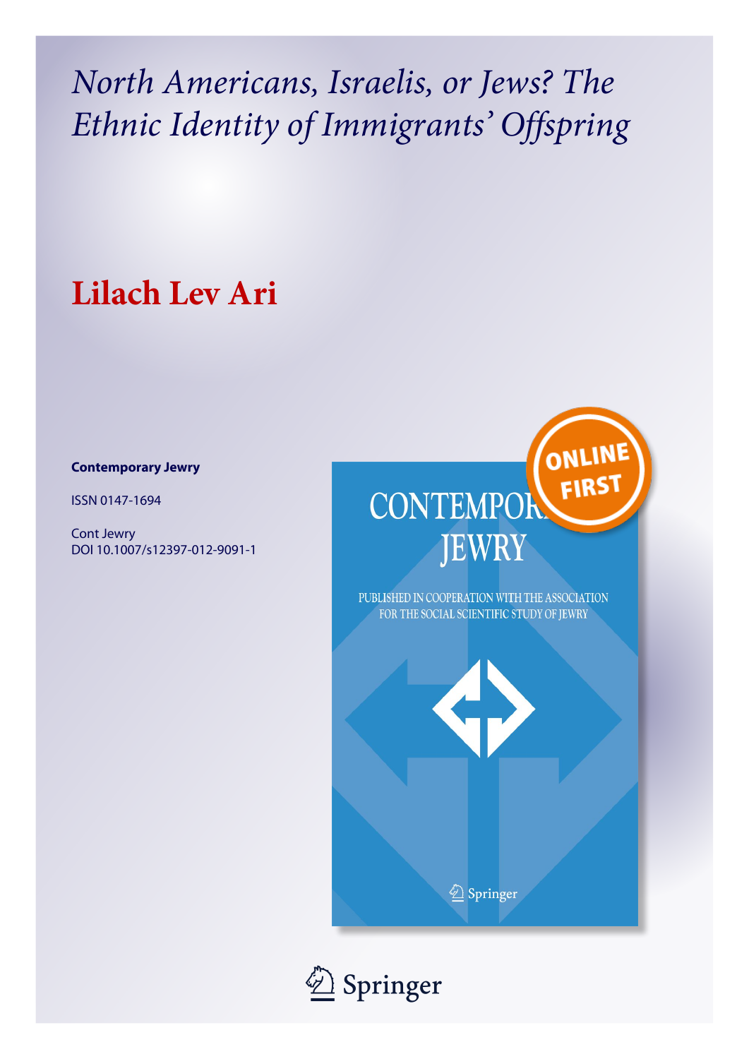# North Americans, Israelis, or Jews? The Ethnic Identity of Immigrants' Offspring

## Lilach Lev Ari

**Contemporary Jewry**

ISSN 0147-1694

Cont Jewry

DOI 10.1007/s12397-012-9091-1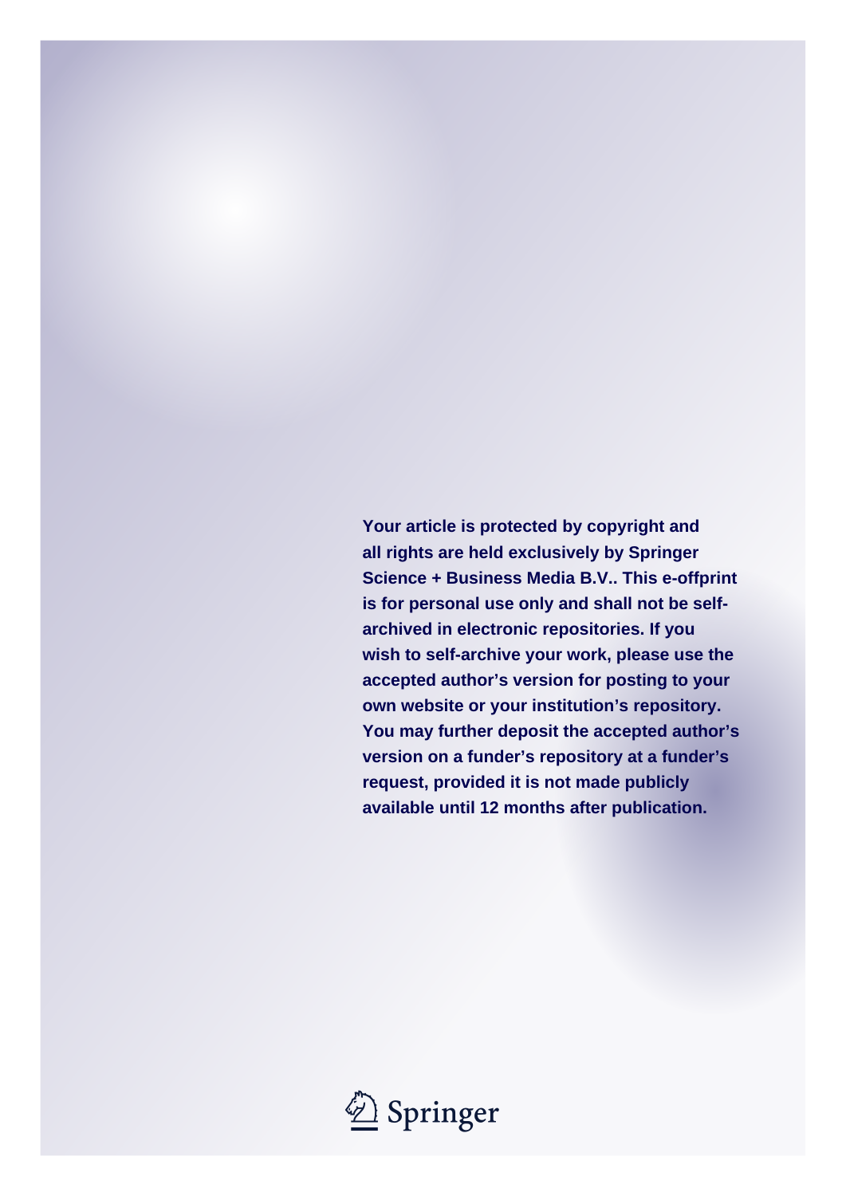**Your article is protected by copyright and all rights are held exclusively by Springer Science + Business Media B.V.. This e-offprint is for personal use only and shall not be self-archived in electronic repositories. If you wish to self-archive your work, please use the accepted author's version for posting to your own website or your institution's repository. You may further deposit the accepted author's version on a funder's repository at a funder's request, provided it is not made publicly available until 12 months after publication.**

Springer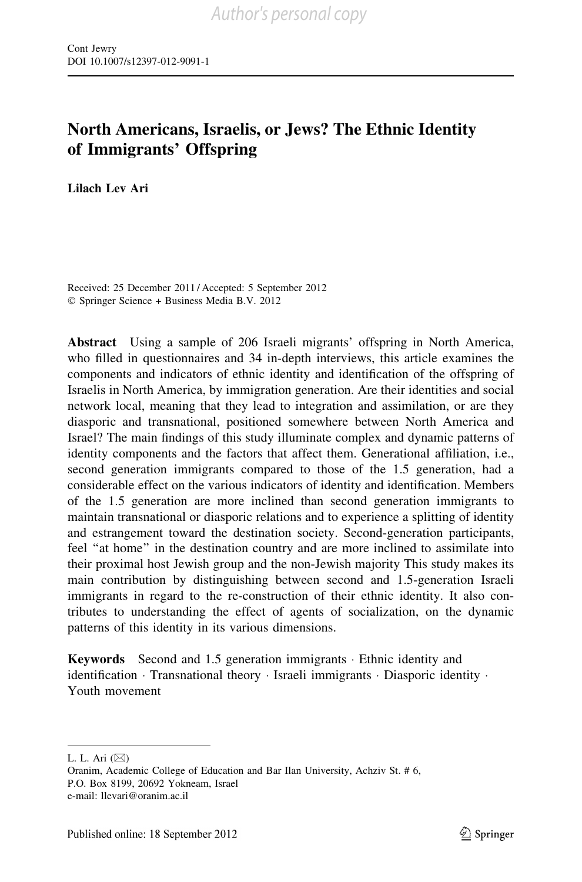# North Americans, Israelis, or Jews? The Ethnic Identity of Immigrants' Offspring

**Lilach Lev Ari**

Received: 25 December 2011 / Accepted: 5 September 2012
© Springer Science + Business Media B.V. 2012

**Abstract** Using a sample of 206 Israeli migrants' offspring in North America, who filled in questionnaires and 34 in-depth interviews, this article examines the components and indicators of ethnic identity and identification of the offspring of Israelis in North America, by immigration generation. Are their identities and social network local, meaning that they lead to integration and assimilation, or are they diasporic and transnational, positioned somewhere between North America and Israel? The main findings of this study illuminate complex and dynamic patterns of identity components and the factors that affect them. Generational affiliation, i.e., second generation immigrants compared to those of the 1.5 generation, had a considerable effect on the various indicators of identity and identification. Members of the 1.5 generation are more inclined than second generation immigrants to maintain transnational or diasporic relations and to experience a splitting of identity and estrangement toward the destination society. Second-generation participants, feel "at home" in the destination country and are more inclined to assimilate into their proximal host Jewish group and the non-Jewish majority This study makes its main contribution by distinguishing between second and 1.5-generation Israeli immigrants in regard to the re-construction of their ethnic identity. It also contributes to understanding the effect of agents of socialization, on the dynamic patterns of this identity in its various dimensions.

**Keywords** Second and 1.5 generation immigrants · Ethnic identity and identification · Transnational theory · Israeli immigrants · Diasporic identity · Youth movement

---

L. L. Ari (✉)
Oranim, Academic College of Education and Bar Ilan University, Achziv St. # 6, P.O. Box 8199, 20692 Yokneam, Israel
e-mail: llevari@oranim.ac.il

Published online: 18 September 2012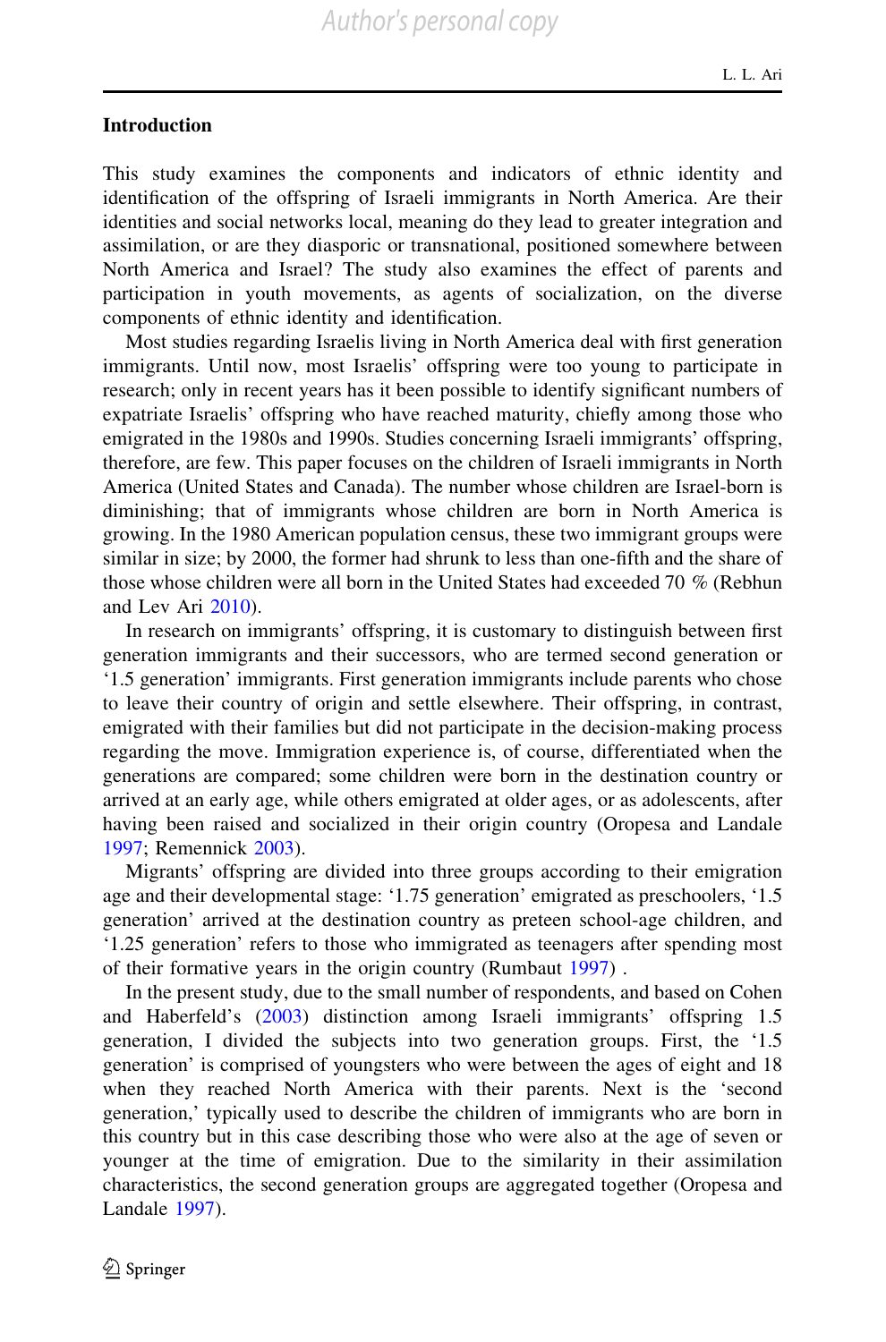## Introduction

This study examines the components and indicators of ethnic identity and identification of the offspring of Israeli immigrants in North America. Are their identities and social networks local, meaning do they lead to greater integration and assimilation, or are they diasporic or transnational, positioned somewhere between North America and Israel? The study also examines the effect of parents and participation in youth movements, as agents of socialization, on the diverse components of ethnic identity and identification.

Most studies regarding Israelis living in North America deal with first generation immigrants. Until now, most Israelis' offspring were too young to participate in research; only in recent years has it been possible to identify significant numbers of expatriate Israelis' offspring who have reached maturity, chiefly among those who emigrated in the 1980s and 1990s. Studies concerning Israeli immigrants' offspring, therefore, are few. This paper focuses on the children of Israeli immigrants in North America (United States and Canada). The number whose children are Israel-born is diminishing; that of immigrants whose children are born in North America is growing. In the 1980 American population census, these two immigrant groups were similar in size; by 2000, the former had shrunk to less than one-fifth and the share of those whose children were all born in the United States had exceeded 70 % (Rebhun and Lev Ari 2010).

In research on immigrants' offspring, it is customary to distinguish between first generation immigrants and their successors, who are termed second generation or '1.5 generation' immigrants. First generation immigrants include parents who chose to leave their country of origin and settle elsewhere. Their offspring, in contrast, emigrated with their families but did not participate in the decision-making process regarding the move. Immigration experience is, of course, differentiated when the generations are compared; some children were born in the destination country or arrived at an early age, while others emigrated at older ages, or as adolescents, after having been raised and socialized in their origin country (Oropesa and Landale 1997; Remennick 2003).

Migrants' offspring are divided into three groups according to their emigration age and their developmental stage: '1.75 generation' emigrated as preschoolers, '1.5 generation' arrived at the destination country as preteen school-age children, and '1.25 generation' refers to those who immigrated as teenagers after spending most of their formative years in the origin country (Rumbaut 1997) .

In the present study, due to the small number of respondents, and based on Cohen and Haberfeld's (2003) distinction among Israeli immigrants' offspring 1.5 generation, I divided the subjects into two generation groups. First, the '1.5 generation' is comprised of youngsters who were between the ages of eight and 18 when they reached North America with their parents. Next is the 'second generation,' typically used to describe the children of immigrants who are born in this country but in this case describing those who were also at the age of seven or younger at the time of emigration. Due to the similarity in their assimilation characteristics, the second generation groups are aggregated together (Oropesa and Landale 1997).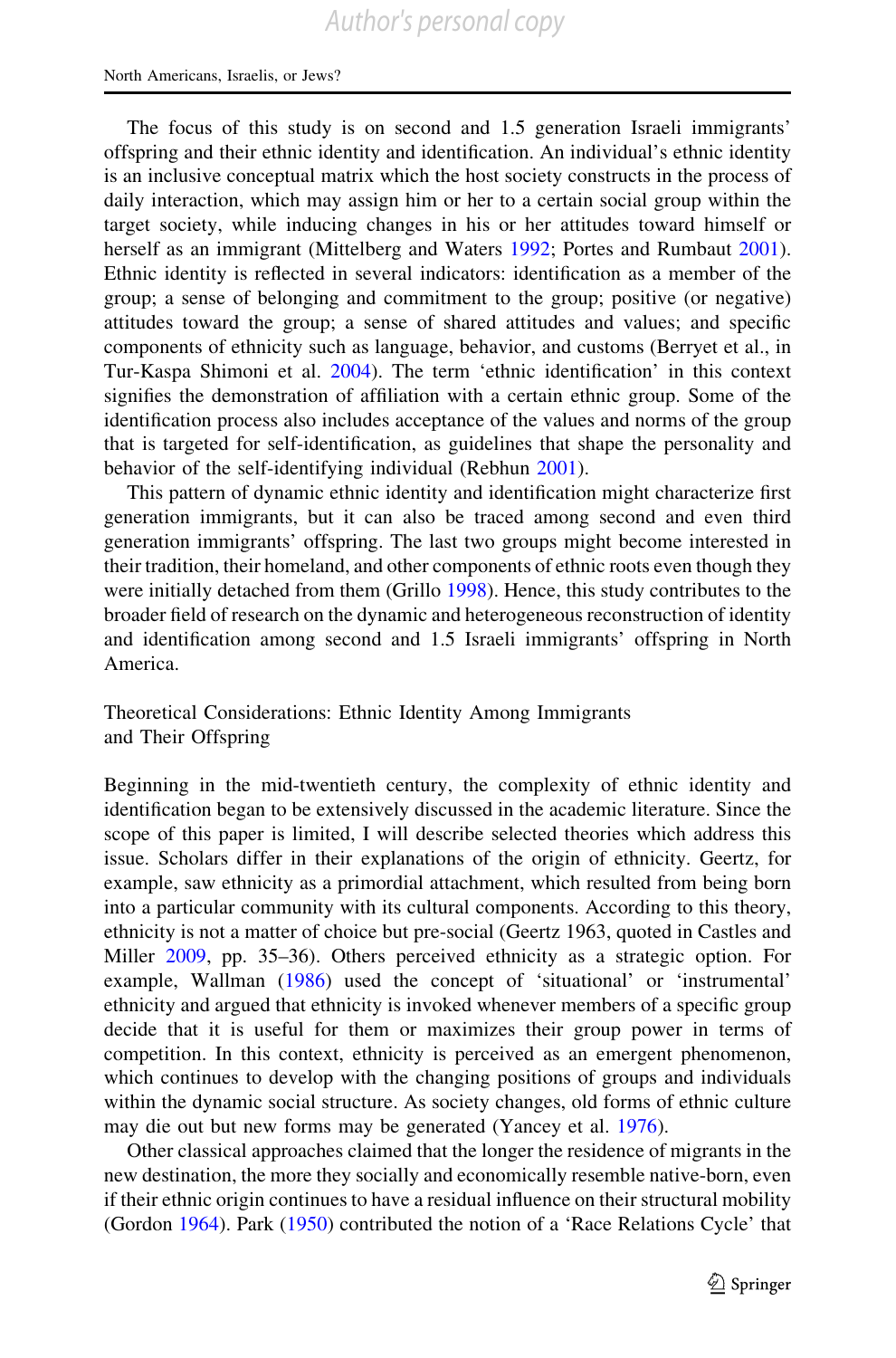The focus of this study is on second and 1.5 generation Israeli immigrants' offspring and their ethnic identity and identification. An individual's ethnic identity is an inclusive conceptual matrix which the host society constructs in the process of daily interaction, which may assign him or her to a certain social group within the target society, while inducing changes in his or her attitudes toward himself or herself as an immigrant (Mittelberg and Waters 1992; Portes and Rumbaut 2001). Ethnic identity is reflected in several indicators: identification as a member of the group; a sense of belonging and commitment to the group; positive (or negative) attitudes toward the group; a sense of shared attitudes and values; and specific components of ethnicity such as language, behavior, and customs (Berryet et al., in Tur-Kaspa Shimoni et al. 2004). The term 'ethnic identification' in this context signifies the demonstration of affiliation with a certain ethnic group. Some of the identification process also includes acceptance of the values and norms of the group that is targeted for self-identification, as guidelines that shape the personality and behavior of the self-identifying individual (Rebhun 2001).

This pattern of dynamic ethnic identity and identification might characterize first generation immigrants, but it can also be traced among second and even third generation immigrants' offspring. The last two groups might become interested in their tradition, their homeland, and other components of ethnic roots even though they were initially detached from them (Grillo 1998). Hence, this study contributes to the broader field of research on the dynamic and heterogeneous reconstruction of identity and identification among second and 1.5 Israeli immigrants' offspring in North America.

## Theoretical Considerations: Ethnic Identity Among Immigrants and Their Offspring

Beginning in the mid-twentieth century, the complexity of ethnic identity and identification began to be extensively discussed in the academic literature. Since the scope of this paper is limited, I will describe selected theories which address this issue. Scholars differ in their explanations of the origin of ethnicity. Geertz, for example, saw ethnicity as a primordial attachment, which resulted from being born into a particular community with its cultural components. According to this theory, ethnicity is not a matter of choice but pre-social (Geertz 1963, quoted in Castles and Miller 2009, pp. 35–36). Others perceived ethnicity as a strategic option. For example, Wallman (1986) used the concept of 'situational' or 'instrumental' ethnicity and argued that ethnicity is invoked whenever members of a specific group decide that it is useful for them or maximizes their group power in terms of competition. In this context, ethnicity is perceived as an emergent phenomenon, which continues to develop with the changing positions of groups and individuals within the dynamic social structure. As society changes, old forms of ethnic culture may die out but new forms may be generated (Yancey et al. 1976).

Other classical approaches claimed that the longer the residence of migrants in the new destination, the more they socially and economically resemble native-born, even if their ethnic origin continues to have a residual influence on their structural mobility (Gordon 1964). Park (1950) contributed the notion of a 'Race Relations Cycle' that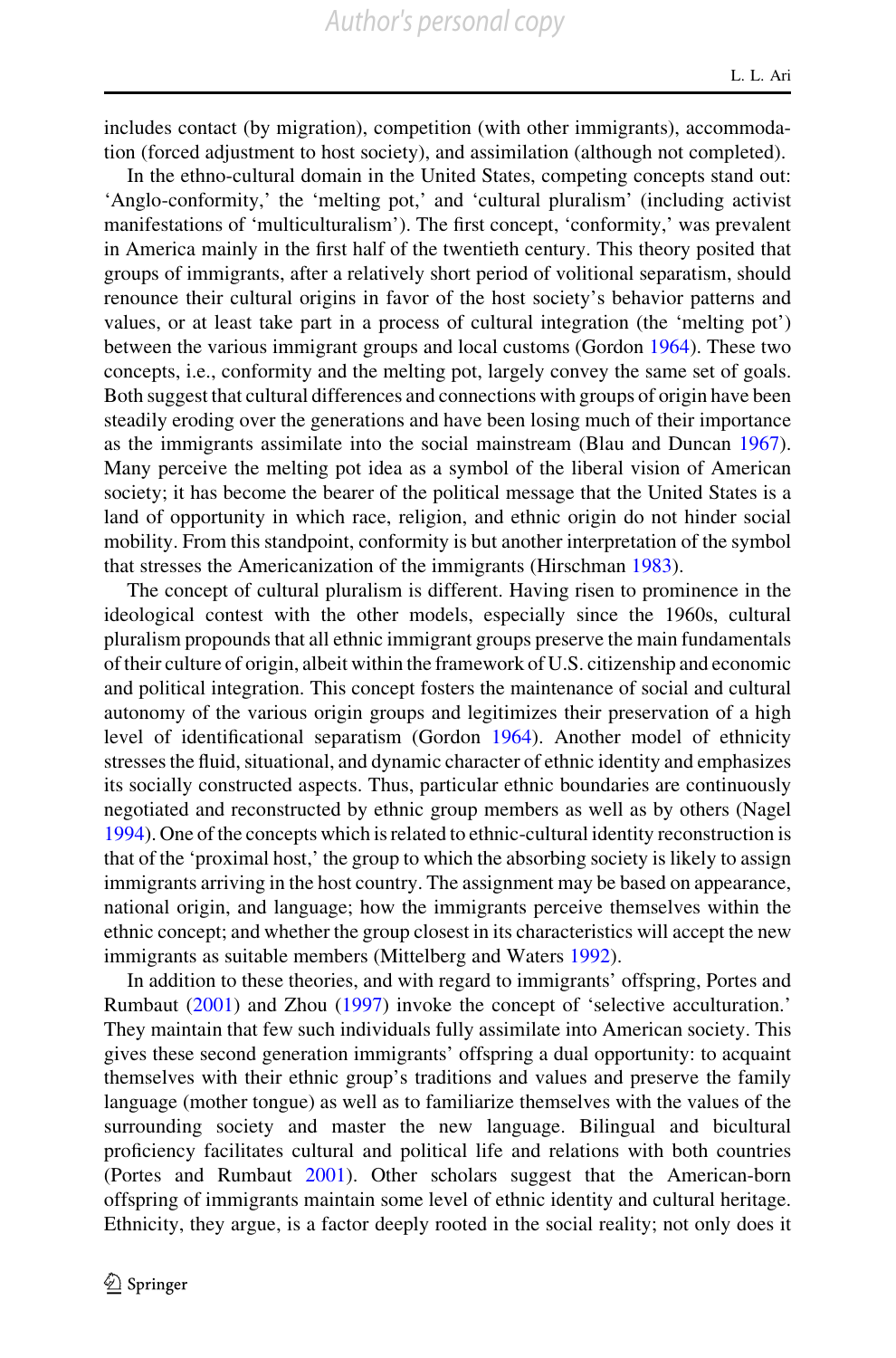includes contact (by migration), competition (with other immigrants), accommodation (forced adjustment to host society), and assimilation (although not completed).

In the ethno-cultural domain in the United States, competing concepts stand out: 'Anglo-conformity,' the 'melting pot,' and 'cultural pluralism' (including activist manifestations of 'multiculturalism'). The first concept, 'conformity,' was prevalent in America mainly in the first half of the twentieth century. This theory posited that groups of immigrants, after a relatively short period of volitional separatism, should renounce their cultural origins in favor of the host society's behavior patterns and values, or at least take part in a process of cultural integration (the 'melting pot') between the various immigrant groups and local customs (Gordon 1964). These two concepts, i.e., conformity and the melting pot, largely convey the same set of goals. Both suggest that cultural differences and connections with groups of origin have been steadily eroding over the generations and have been losing much of their importance as the immigrants assimilate into the social mainstream (Blau and Duncan 1967). Many perceive the melting pot idea as a symbol of the liberal vision of American society; it has become the bearer of the political message that the United States is a land of opportunity in which race, religion, and ethnic origin do not hinder social mobility. From this standpoint, conformity is but another interpretation of the symbol that stresses the Americanization of the immigrants (Hirschman 1983).

The concept of cultural pluralism is different. Having risen to prominence in the ideological contest with the other models, especially since the 1960s, cultural pluralism propounds that all ethnic immigrant groups preserve the main fundamentals of their culture of origin, albeit within the framework of U.S. citizenship and economic and political integration. This concept fosters the maintenance of social and cultural autonomy of the various origin groups and legitimizes their preservation of a high level of identificational separatism (Gordon 1964). Another model of ethnicity stresses the fluid, situational, and dynamic character of ethnic identity and emphasizes its socially constructed aspects. Thus, particular ethnic boundaries are continuously negotiated and reconstructed by ethnic group members as well as by others (Nagel 1994). One of the concepts which is related to ethnic-cultural identity reconstruction is that of the 'proximal host,' the group to which the absorbing society is likely to assign immigrants arriving in the host country. The assignment may be based on appearance, national origin, and language; how the immigrants perceive themselves within the ethnic concept; and whether the group closest in its characteristics will accept the new immigrants as suitable members (Mittelberg and Waters 1992).

In addition to these theories, and with regard to immigrants' offspring, Portes and Rumbaut (2001) and Zhou (1997) invoke the concept of 'selective acculturation.' They maintain that few such individuals fully assimilate into American society. This gives these second generation immigrants' offspring a dual opportunity: to acquaint themselves with their ethnic group's traditions and values and preserve the family language (mother tongue) as well as to familiarize themselves with the values of the surrounding society and master the new language. Bilingual and bicultural proficiency facilitates cultural and political life and relations with both countries (Portes and Rumbaut 2001). Other scholars suggest that the American-born offspring of immigrants maintain some level of ethnic identity and cultural heritage. Ethnicity, they argue, is a factor deeply rooted in the social reality; not only does it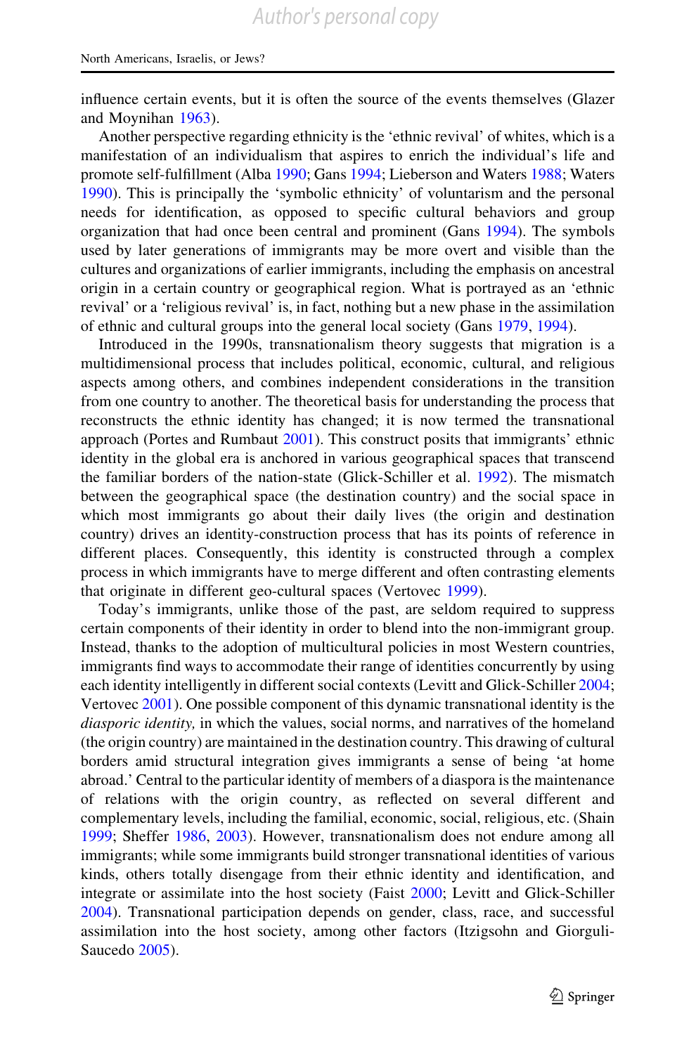influence certain events, but it is often the source of the events themselves (Glazer and Moynihan 1963).

Another perspective regarding ethnicity is the 'ethnic revival' of whites, which is a manifestation of an individualism that aspires to enrich the individual's life and promote self-fulfillment (Alba 1990; Gans 1994; Lieberson and Waters 1988; Waters 1990). This is principally the 'symbolic ethnicity' of voluntarism and the personal needs for identification, as opposed to specific cultural behaviors and group organization that had once been central and prominent (Gans 1994). The symbols used by later generations of immigrants may be more overt and visible than the cultures and organizations of earlier immigrants, including the emphasis on ancestral origin in a certain country or geographical region. What is portrayed as an 'ethnic revival' or a 'religious revival' is, in fact, nothing but a new phase in the assimilation of ethnic and cultural groups into the general local society (Gans 1979, 1994).

Introduced in the 1990s, transnationalism theory suggests that migration is a multidimensional process that includes political, economic, cultural, and religious aspects among others, and combines independent considerations in the transition from one country to another. The theoretical basis for understanding the process that reconstructs the ethnic identity has changed; it is now termed the transnational approach (Portes and Rumbaut 2001). This construct posits that immigrants' ethnic identity in the global era is anchored in various geographical spaces that transcend the familiar borders of the nation-state (Glick-Schiller et al. 1992). The mismatch between the geographical space (the destination country) and the social space in which most immigrants go about their daily lives (the origin and destination country) drives an identity-construction process that has its points of reference in different places. Consequently, this identity is constructed through a complex process in which immigrants have to merge different and often contrasting elements that originate in different geo-cultural spaces (Vertovec 1999).

Today's immigrants, unlike those of the past, are seldom required to suppress certain components of their identity in order to blend into the non-immigrant group. Instead, thanks to the adoption of multicultural policies in most Western countries, immigrants find ways to accommodate their range of identities concurrently by using each identity intelligently in different social contexts (Levitt and Glick-Schiller 2004; Vertovec 2001). One possible component of this dynamic transnational identity is the *diasporic identity,* in which the values, social norms, and narratives of the homeland (the origin country) are maintained in the destination country. This drawing of cultural borders amid structural integration gives immigrants a sense of being 'at home abroad.' Central to the particular identity of members of a diaspora is the maintenance of relations with the origin country, as reflected on several different and complementary levels, including the familial, economic, social, religious, etc. (Shain 1999; Sheffer 1986, 2003). However, transnationalism does not endure among all immigrants; while some immigrants build stronger transnational identities of various kinds, others totally disengage from their ethnic identity and identification, and integrate or assimilate into the host society (Faist 2000; Levitt and Glick-Schiller 2004). Transnational participation depends on gender, class, race, and successful assimilation into the host society, among other factors (Itzigsohn and Giorguli-Saucedo 2005).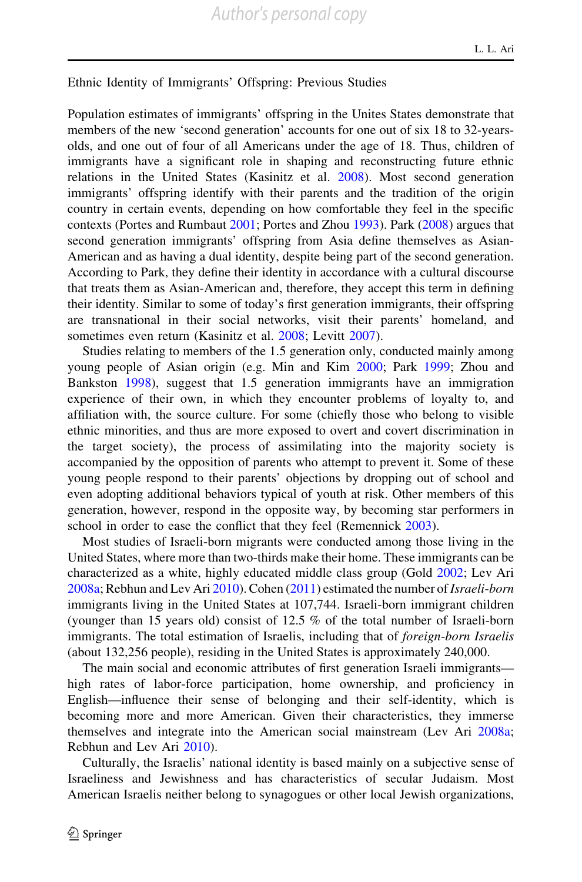## Ethnic Identity of Immigrants' Offspring: Previous Studies

Population estimates of immigrants' offspring in the Unites States demonstrate that members of the new 'second generation' accounts for one out of six 18 to 32-years-olds, and one out of four of all Americans under the age of 18. Thus, children of immigrants have a significant role in shaping and reconstructing future ethnic relations in the United States (Kasinitz et al. 2008). Most second generation immigrants' offspring identify with their parents and the tradition of the origin country in certain events, depending on how comfortable they feel in the specific contexts (Portes and Rumbaut 2001; Portes and Zhou 1993). Park (2008) argues that second generation immigrants' offspring from Asia define themselves as Asian-American and as having a dual identity, despite being part of the second generation. According to Park, they define their identity in accordance with a cultural discourse that treats them as Asian-American and, therefore, they accept this term in defining their identity. Similar to some of today's first generation immigrants, their offspring are transnational in their social networks, visit their parents' homeland, and sometimes even return (Kasinitz et al. 2008; Levitt 2007).

Studies relating to members of the 1.5 generation only, conducted mainly among young people of Asian origin (e.g. Min and Kim 2000; Park 1999; Zhou and Bankston 1998), suggest that 1.5 generation immigrants have an immigration experience of their own, in which they encounter problems of loyalty to, and affiliation with, the source culture. For some (chiefly those who belong to visible ethnic minorities, and thus are more exposed to overt and covert discrimination in the target society), the process of assimilating into the majority society is accompanied by the opposition of parents who attempt to prevent it. Some of these young people respond to their parents' objections by dropping out of school and even adopting additional behaviors typical of youth at risk. Other members of this generation, however, respond in the opposite way, by becoming star performers in school in order to ease the conflict that they feel (Remennick 2003).

Most studies of Israeli-born migrants were conducted among those living in the United States, where more than two-thirds make their home. These immigrants can be characterized as a white, highly educated middle class group (Gold 2002; Lev Ari 2008a; Rebhun and Lev Ari 2010). Cohen (2011) estimated the number of *Israeli-born* immigrants living in the United States at 107,744. Israeli-born immigrant children (younger than 15 years old) consist of 12.5 % of the total number of Israeli-born immigrants. The total estimation of Israelis, including that of *foreign-born Israelis* (about 132,256 people), residing in the United States is approximately 240,000.

The main social and economic attributes of first generation Israeli immigrants—high rates of labor-force participation, home ownership, and proficiency in English—influence their sense of belonging and their self-identity, which is becoming more and more American. Given their characteristics, they immerse themselves and integrate into the American social mainstream (Lev Ari 2008a; Rebhun and Lev Ari 2010).

Culturally, the Israelis' national identity is based mainly on a subjective sense of Israeliness and Jewishness and has characteristics of secular Judaism. Most American Israelis neither belong to synagogues or other local Jewish organizations,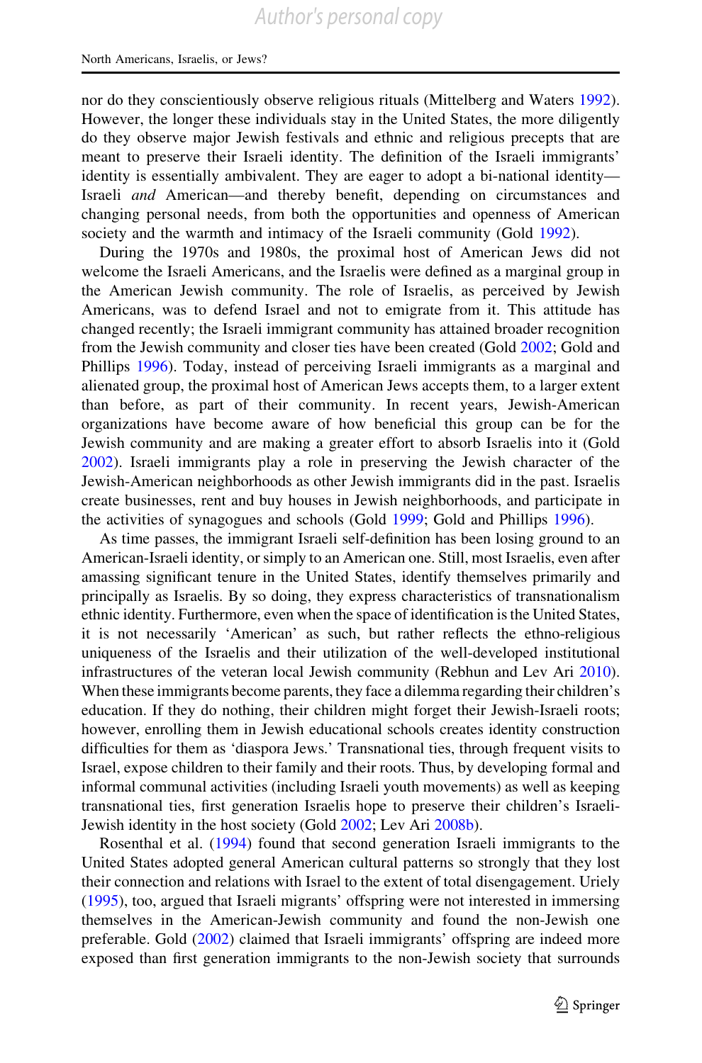nor do they conscientiously observe religious rituals (Mittelberg and Waters 1992). However, the longer these individuals stay in the United States, the more diligently do they observe major Jewish festivals and ethnic and religious precepts that are meant to preserve their Israeli identity. The definition of the Israeli immigrants' identity is essentially ambivalent. They are eager to adopt a bi-national identity—Israeli *and* American—and thereby benefit, depending on circumstances and changing personal needs, from both the opportunities and openness of American society and the warmth and intimacy of the Israeli community (Gold 1992).

During the 1970s and 1980s, the proximal host of American Jews did not welcome the Israeli Americans, and the Israelis were defined as a marginal group in the American Jewish community. The role of Israelis, as perceived by Jewish Americans, was to defend Israel and not to emigrate from it. This attitude has changed recently; the Israeli immigrant community has attained broader recognition from the Jewish community and closer ties have been created (Gold 2002; Gold and Phillips 1996). Today, instead of perceiving Israeli immigrants as a marginal and alienated group, the proximal host of American Jews accepts them, to a larger extent than before, as part of their community. In recent years, Jewish-American organizations have become aware of how beneficial this group can be for the Jewish community and are making a greater effort to absorb Israelis into it (Gold 2002). Israeli immigrants play a role in preserving the Jewish character of the Jewish-American neighborhoods as other Jewish immigrants did in the past. Israelis create businesses, rent and buy houses in Jewish neighborhoods, and participate in the activities of synagogues and schools (Gold 1999; Gold and Phillips 1996).

As time passes, the immigrant Israeli self-definition has been losing ground to an American-Israeli identity, or simply to an American one. Still, most Israelis, even after amassing significant tenure in the United States, identify themselves primarily and principally as Israelis. By so doing, they express characteristics of transnationalism ethnic identity. Furthermore, even when the space of identification is the United States, it is not necessarily 'American' as such, but rather reflects the ethno-religious uniqueness of the Israelis and their utilization of the well-developed institutional infrastructures of the veteran local Jewish community (Rebhun and Lev Ari 2010). When these immigrants become parents, they face a dilemma regarding their children's education. If they do nothing, their children might forget their Jewish-Israeli roots; however, enrolling them in Jewish educational schools creates identity construction difficulties for them as 'diaspora Jews.' Transnational ties, through frequent visits to Israel, expose children to their family and their roots. Thus, by developing formal and informal communal activities (including Israeli youth movements) as well as keeping transnational ties, first generation Israelis hope to preserve their children's Israeli-Jewish identity in the host society (Gold 2002; Lev Ari 2008b).

Rosenthal et al. (1994) found that second generation Israeli immigrants to the United States adopted general American cultural patterns so strongly that they lost their connection and relations with Israel to the extent of total disengagement. Uriely (1995), too, argued that Israeli migrants' offspring were not interested in immersing themselves in the American-Jewish community and found the non-Jewish one preferable. Gold (2002) claimed that Israeli immigrants' offspring are indeed more exposed than first generation immigrants to the non-Jewish society that surrounds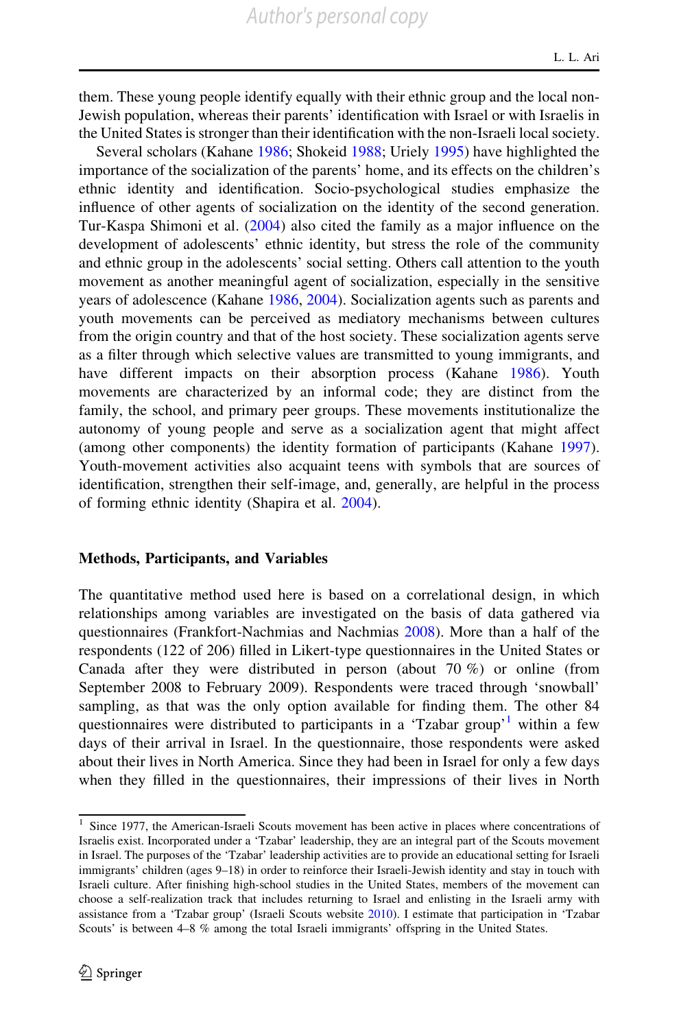them. These young people identify equally with their ethnic group and the local non-Jewish population, whereas their parents' identification with Israel or with Israelis in the United States is stronger than their identification with the non-Israeli local society.

Several scholars (Kahane 1986; Shokeid 1988; Uriely 1995) have highlighted the importance of the socialization of the parents' home, and its effects on the children's ethnic identity and identification. Socio-psychological studies emphasize the influence of other agents of socialization on the identity of the second generation. Tur-Kaspa Shimoni et al. (2004) also cited the family as a major influence on the development of adolescents' ethnic identity, but stress the role of the community and ethnic group in the adolescents' social setting. Others call attention to the youth movement as another meaningful agent of socialization, especially in the sensitive years of adolescence (Kahane 1986, 2004). Socialization agents such as parents and youth movements can be perceived as mediatory mechanisms between cultures from the origin country and that of the host society. These socialization agents serve as a filter through which selective values are transmitted to young immigrants, and have different impacts on their absorption process (Kahane 1986). Youth movements are characterized by an informal code; they are distinct from the family, the school, and primary peer groups. These movements institutionalize the autonomy of young people and serve as a socialization agent that might affect (among other components) the identity formation of participants (Kahane 1997). Youth-movement activities also acquaint teens with symbols that are sources of identification, strengthen their self-image, and, generally, are helpful in the process of forming ethnic identity (Shapira et al. 2004).

## Methods, Participants, and Variables

The quantitative method used here is based on a correlational design, in which relationships among variables are investigated on the basis of data gathered via questionnaires (Frankfort-Nachmias and Nachmias 2008). More than a half of the respondents (122 of 206) filled in Likert-type questionnaires in the United States or Canada after they were distributed in person (about 70 %) or online (from September 2008 to February 2009). Respondents were traced through 'snowball' sampling, as that was the only option available for finding them. The other 84 questionnaires were distributed to participants in a 'Tzabar group'[1] within a few days of their arrival in Israel. In the questionnaire, those respondents were asked about their lives in North America. Since they had been in Israel for only a few days when they filled in the questionnaires, their impressions of their lives in North

[1] Since 1977, the American-Israeli Scouts movement has been active in places where concentrations of Israelis exist. Incorporated under a 'Tzabar' leadership, they are an integral part of the Scouts movement in Israel. The purposes of the 'Tzabar' leadership activities are to provide an educational setting for Israeli immigrants' children (ages 9–18) in order to reinforce their Israeli-Jewish identity and stay in touch with Israeli culture. After finishing high-school studies in the United States, members of the movement can choose a self-realization track that includes returning to Israel and enlisting in the Israeli army with assistance from a 'Tzabar group' (Israeli Scouts website 2010). I estimate that participation in 'Tzabar Scouts' is between 4–8 % among the total Israeli immigrants' offspring in the United States.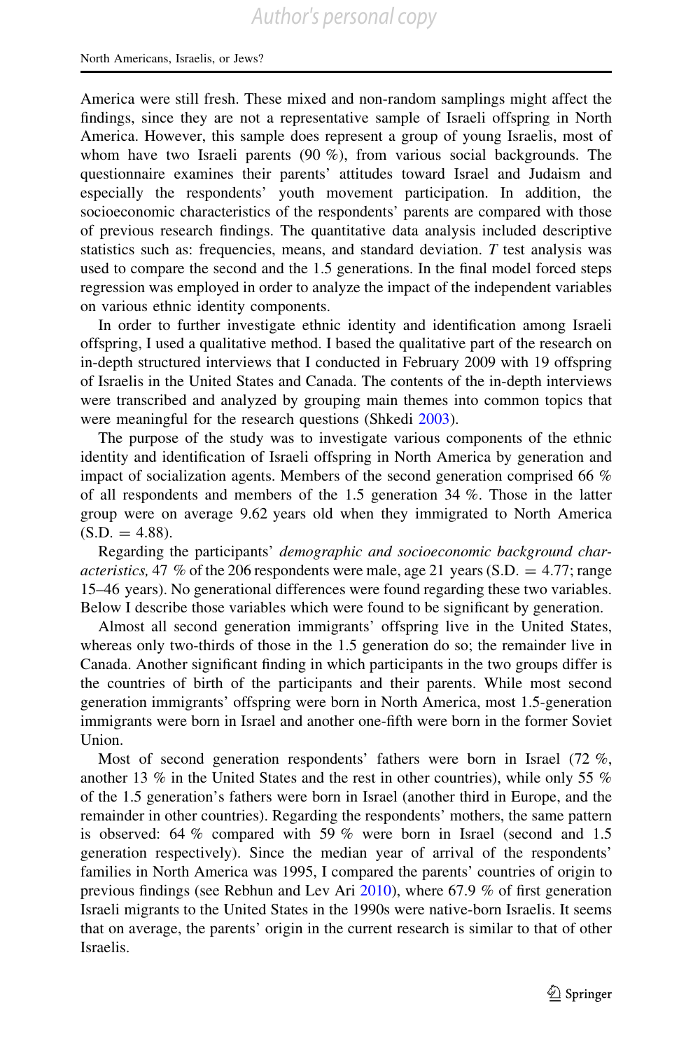America were still fresh. These mixed and non-random samplings might affect the findings, since they are not a representative sample of Israeli offspring in North America. However, this sample does represent a group of young Israelis, most of whom have two Israeli parents (90 %), from various social backgrounds. The questionnaire examines their parents' attitudes toward Israel and Judaism and especially the respondents' youth movement participation. In addition, the socioeconomic characteristics of the respondents' parents are compared with those of previous research findings. The quantitative data analysis included descriptive statistics such as: frequencies, means, and standard deviation. *T* test analysis was used to compare the second and the 1.5 generations. In the final model forced steps regression was employed in order to analyze the impact of the independent variables on various ethnic identity components.

In order to further investigate ethnic identity and identification among Israeli offspring, I used a qualitative method. I based the qualitative part of the research on in-depth structured interviews that I conducted in February 2009 with 19 offspring of Israelis in the United States and Canada. The contents of the in-depth interviews were transcribed and analyzed by grouping main themes into common topics that were meaningful for the research questions (Shkedi 2003).

The purpose of the study was to investigate various components of the ethnic identity and identification of Israeli offspring in North America by generation and impact of socialization agents. Members of the second generation comprised 66 % of all respondents and members of the 1.5 generation 34 %. Those in the latter group were on average 9.62 years old when they immigrated to North America (S.D. = 4.88).

Regarding the participants' *demographic and socioeconomic background characteristics,* 47 % of the 206 respondents were male, age 21 years (S.D. = 4.77; range 15–46 years). No generational differences were found regarding these two variables. Below I describe those variables which were found to be significant by generation.

Almost all second generation immigrants' offspring live in the United States, whereas only two-thirds of those in the 1.5 generation do so; the remainder live in Canada. Another significant finding in which participants in the two groups differ is the countries of birth of the participants and their parents. While most second generation immigrants' offspring were born in North America, most 1.5-generation immigrants were born in Israel and another one-fifth were born in the former Soviet Union.

Most of second generation respondents' fathers were born in Israel (72 %, another 13 % in the United States and the rest in other countries), while only 55 % of the 1.5 generation's fathers were born in Israel (another third in Europe, and the remainder in other countries). Regarding the respondents' mothers, the same pattern is observed: 64 % compared with 59 % were born in Israel (second and 1.5 generation respectively). Since the median year of arrival of the respondents' families in North America was 1995, I compared the parents' countries of origin to previous findings (see Rebhun and Lev Ari 2010), where 67.9 % of first generation Israeli migrants to the United States in the 1990s were native-born Israelis. It seems that on average, the parents' origin in the current research is similar to that of other Israelis.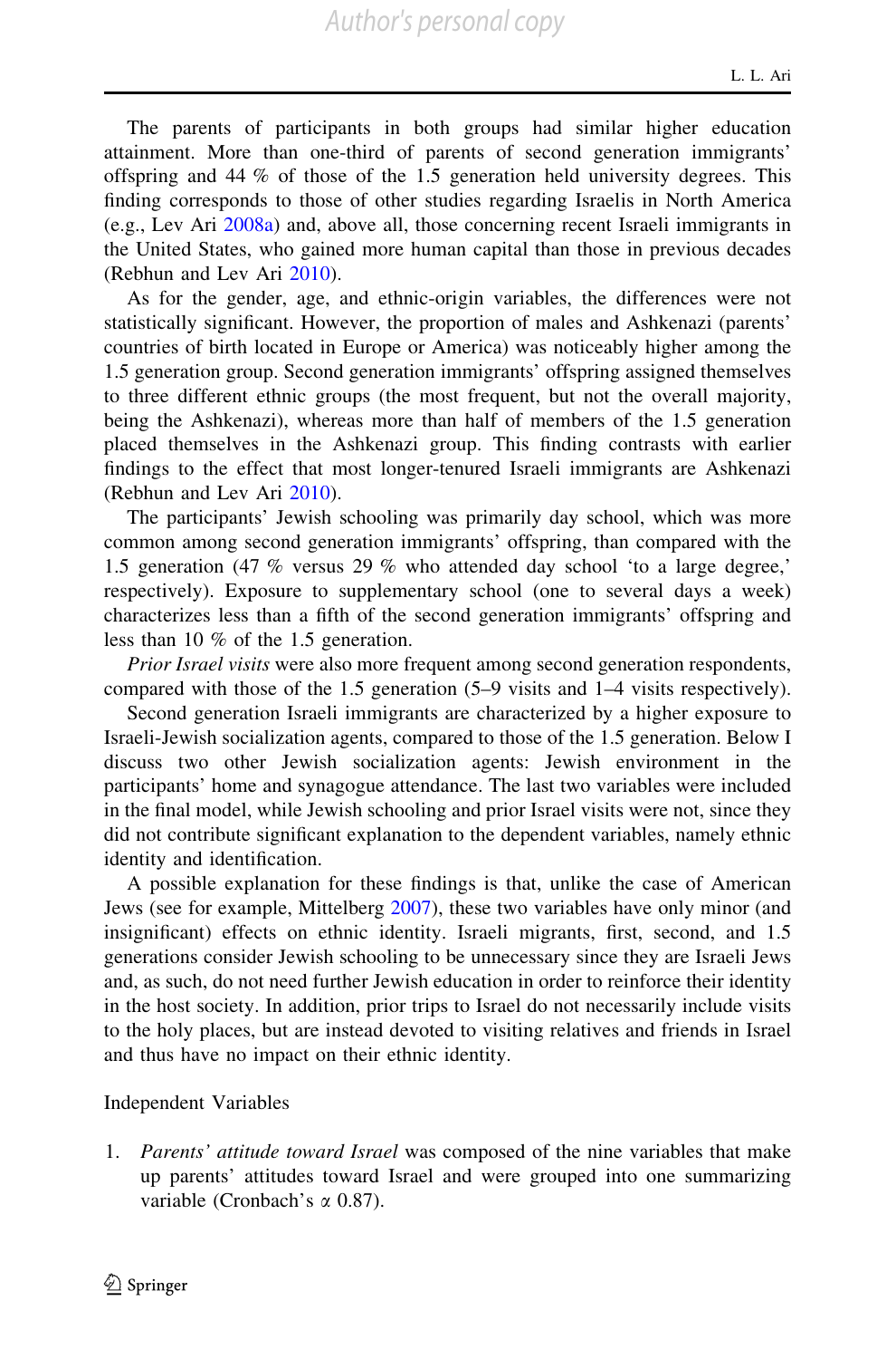The parents of participants in both groups had similar higher education attainment. More than one-third of parents of second generation immigrants' offspring and 44 % of those of the 1.5 generation held university degrees. This finding corresponds to those of other studies regarding Israelis in North America (e.g., Lev Ari 2008a) and, above all, those concerning recent Israeli immigrants in the United States, who gained more human capital than those in previous decades (Rebhun and Lev Ari 2010).

As for the gender, age, and ethnic-origin variables, the differences were not statistically significant. However, the proportion of males and Ashkenazi (parents' countries of birth located in Europe or America) was noticeably higher among the 1.5 generation group. Second generation immigrants' offspring assigned themselves to three different ethnic groups (the most frequent, but not the overall majority, being the Ashkenazi), whereas more than half of members of the 1.5 generation placed themselves in the Ashkenazi group. This finding contrasts with earlier findings to the effect that most longer-tenured Israeli immigrants are Ashkenazi (Rebhun and Lev Ari 2010).

The participants' Jewish schooling was primarily day school, which was more common among second generation immigrants' offspring, than compared with the 1.5 generation (47 % versus 29 % who attended day school 'to a large degree,' respectively). Exposure to supplementary school (one to several days a week) characterizes less than a fifth of the second generation immigrants' offspring and less than 10 % of the 1.5 generation.

*Prior Israel visits* were also more frequent among second generation respondents, compared with those of the 1.5 generation (5–9 visits and 1–4 visits respectively).

Second generation Israeli immigrants are characterized by a higher exposure to Israeli-Jewish socialization agents, compared to those of the 1.5 generation. Below I discuss two other Jewish socialization agents: Jewish environment in the participants' home and synagogue attendance. The last two variables were included in the final model, while Jewish schooling and prior Israel visits were not, since they did not contribute significant explanation to the dependent variables, namely ethnic identity and identification.

A possible explanation for these findings is that, unlike the case of American Jews (see for example, Mittelberg 2007), these two variables have only minor (and insignificant) effects on ethnic identity. Israeli migrants, first, second, and 1.5 generations consider Jewish schooling to be unnecessary since they are Israeli Jews and, as such, do not need further Jewish education in order to reinforce their identity in the host society. In addition, prior trips to Israel do not necessarily include visits to the holy places, but are instead devoted to visiting relatives and friends in Israel and thus have no impact on their ethnic identity.

Independent Variables

1. *Parents' attitude toward Israel* was composed of the nine variables that make up parents' attitudes toward Israel and were grouped into one summarizing variable (Cronbach's $\alpha$ 0.87).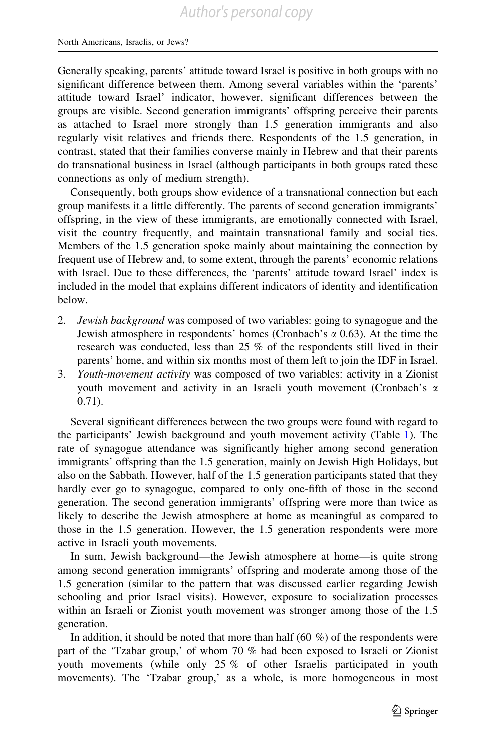Generally speaking, parents' attitude toward Israel is positive in both groups with no significant difference between them. Among several variables within the 'parents' attitude toward Israel' indicator, however, significant differences between the groups are visible. Second generation immigrants' offspring perceive their parents as attached to Israel more strongly than 1.5 generation immigrants and also regularly visit relatives and friends there. Respondents of the 1.5 generation, in contrast, stated that their families converse mainly in Hebrew and that their parents do transnational business in Israel (although participants in both groups rated these connections as only of medium strength).

Consequently, both groups show evidence of a transnational connection but each group manifests it a little differently. The parents of second generation immigrants' offspring, in the view of these immigrants, are emotionally connected with Israel, visit the country frequently, and maintain transnational family and social ties. Members of the 1.5 generation spoke mainly about maintaining the connection by frequent use of Hebrew and, to some extent, through the parents' economic relations with Israel. Due to these differences, the 'parents' attitude toward Israel' index is included in the model that explains different indicators of identity and identification below.

2. *Jewish background* was composed of two variables: going to synagogue and the Jewish atmosphere in respondents' homes (Cronbach's $\alpha$ 0.63). At the time the research was conducted, less than 25 % of the respondents still lived in their parents' home, and within six months most of them left to join the IDF in Israel.
3. *Youth-movement activity* was composed of two variables: activity in a Zionist youth movement and activity in an Israeli youth movement (Cronbach's $\alpha$ 0.71).

Several significant differences between the two groups were found with regard to the participants' Jewish background and youth movement activity (Table 1). The rate of synagogue attendance was significantly higher among second generation immigrants' offspring than the 1.5 generation, mainly on Jewish High Holidays, but also on the Sabbath. However, half of the 1.5 generation participants stated that they hardly ever go to synagogue, compared to only one-fifth of those in the second generation. The second generation immigrants' offspring were more than twice as likely to describe the Jewish atmosphere at home as meaningful as compared to those in the 1.5 generation. However, the 1.5 generation respondents were more active in Israeli youth movements.

In sum, Jewish background—the Jewish atmosphere at home—is quite strong among second generation immigrants' offspring and moderate among those of the 1.5 generation (similar to the pattern that was discussed earlier regarding Jewish schooling and prior Israel visits). However, exposure to socialization processes within an Israeli or Zionist youth movement was stronger among those of the 1.5 generation.

In addition, it should be noted that more than half (60 %) of the respondents were part of the 'Tzabar group,' of whom 70 % had been exposed to Israeli or Zionist youth movements (while only 25 % of other Israelis participated in youth movements). The 'Tzabar group,' as a whole, is more homogeneous in most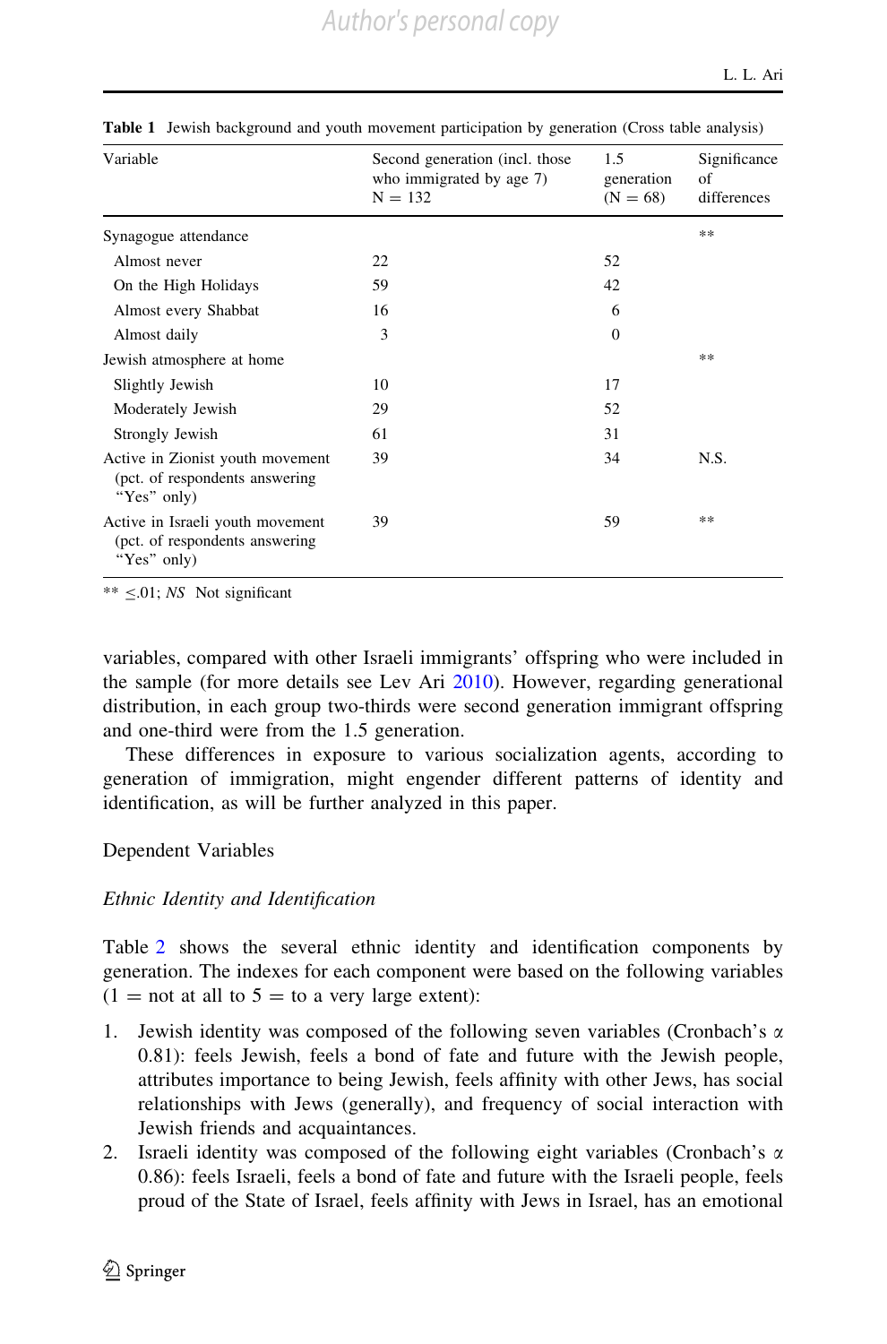**Table 1** Jewish background and youth movement participation by generation (Cross table analysis)

| Variable | Second generation (incl. those who immigrated by age 7) N = 132 | 1.5 generation (N = 68) | Significance of differences |
|---|---|---|---|
| Synagogue attendance | | | ** |
| Almost never | 22 | 52 | |
| On the High Holidays | 59 | 42 | |
| Almost every Shabbat | 16 | 6 | |
| Almost daily | 3 | 0 | |
| Jewish atmosphere at home | | | ** |
| Slightly Jewish | 10 | 17 | |
| Moderately Jewish | 29 | 52 | |
| Strongly Jewish | 61 | 31 | |
| Active in Zionist youth movement (pct. of respondents answering "Yes" only) | 39 | 34 | N.S. |
| Active in Israeli youth movement (pct. of respondents answering "Yes" only) | 39 | 59 | ** |

** $\leq$.01; *NS* Not significant

variables, compared with other Israeli immigrants' offspring who were included in the sample (for more details see Lev Ari 2010). However, regarding generational distribution, in each group two-thirds were second generation immigrant offspring and one-third were from the 1.5 generation.

These differences in exposure to various socialization agents, according to generation of immigration, might engender different patterns of identity and identification, as will be further analyzed in this paper.

## Dependent Variables

### *Ethnic Identity and Identification*

Table 2 shows the several ethnic identity and identification components by generation. The indexes for each component were based on the following variables (1 = not at all to 5 = to a very large extent):

1. Jewish identity was composed of the following seven variables (Cronbach's $\alpha$ 0.81): feels Jewish, feels a bond of fate and future with the Jewish people, attributes importance to being Jewish, feels affinity with other Jews, has social relationships with Jews (generally), and frequency of social interaction with Jewish friends and acquaintances.
2. Israeli identity was composed of the following eight variables (Cronbach's $\alpha$ 0.86): feels Israeli, feels a bond of fate and future with the Israeli people, feels proud of the State of Israel, feels affinity with Jews in Israel, has an emotional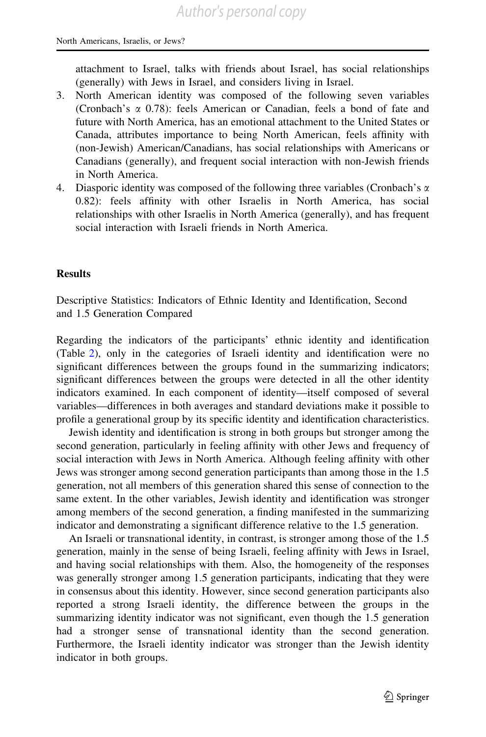attachment to Israel, talks with friends about Israel, has social relationships (generally) with Jews in Israel, and considers living in Israel.

3. North American identity was composed of the following seven variables (Cronbach's $\alpha$ 0.78): feels American or Canadian, feels a bond of fate and future with North America, has an emotional attachment to the United States or Canada, attributes importance to being North American, feels affinity with (non-Jewish) American/Canadians, has social relationships with Americans or Canadians (generally), and frequent social interaction with non-Jewish friends in North America.
4. Diasporic identity was composed of the following three variables (Cronbach's $\alpha$ 0.82): feels affinity with other Israelis in North America, has social relationships with other Israelis in North America (generally), and has frequent social interaction with Israeli friends in North America.

## Results

### Descriptive Statistics: Indicators of Ethnic Identity and Identification, Second and 1.5 Generation Compared

Regarding the indicators of the participants' ethnic identity and identification (Table 2), only in the categories of Israeli identity and identification were no significant differences between the groups found in the summarizing indicators; significant differences between the groups were detected in all the other identity indicators examined. In each component of identity—itself composed of several variables—differences in both averages and standard deviations make it possible to profile a generational group by its specific identity and identification characteristics.

Jewish identity and identification is strong in both groups but stronger among the second generation, particularly in feeling affinity with other Jews and frequency of social interaction with Jews in North America. Although feeling affinity with other Jews was stronger among second generation participants than among those in the 1.5 generation, not all members of this generation shared this sense of connection to the same extent. In the other variables, Jewish identity and identification was stronger among members of the second generation, a finding manifested in the summarizing indicator and demonstrating a significant difference relative to the 1.5 generation.

An Israeli or transnational identity, in contrast, is stronger among those of the 1.5 generation, mainly in the sense of being Israeli, feeling affinity with Jews in Israel, and having social relationships with them. Also, the homogeneity of the responses was generally stronger among 1.5 generation participants, indicating that they were in consensus about this identity. However, since second generation participants also reported a strong Israeli identity, the difference between the groups in the summarizing identity indicator was not significant, even though the 1.5 generation had a stronger sense of transnational identity than the second generation. Furthermore, the Israeli identity indicator was stronger than the Jewish identity indicator in both groups.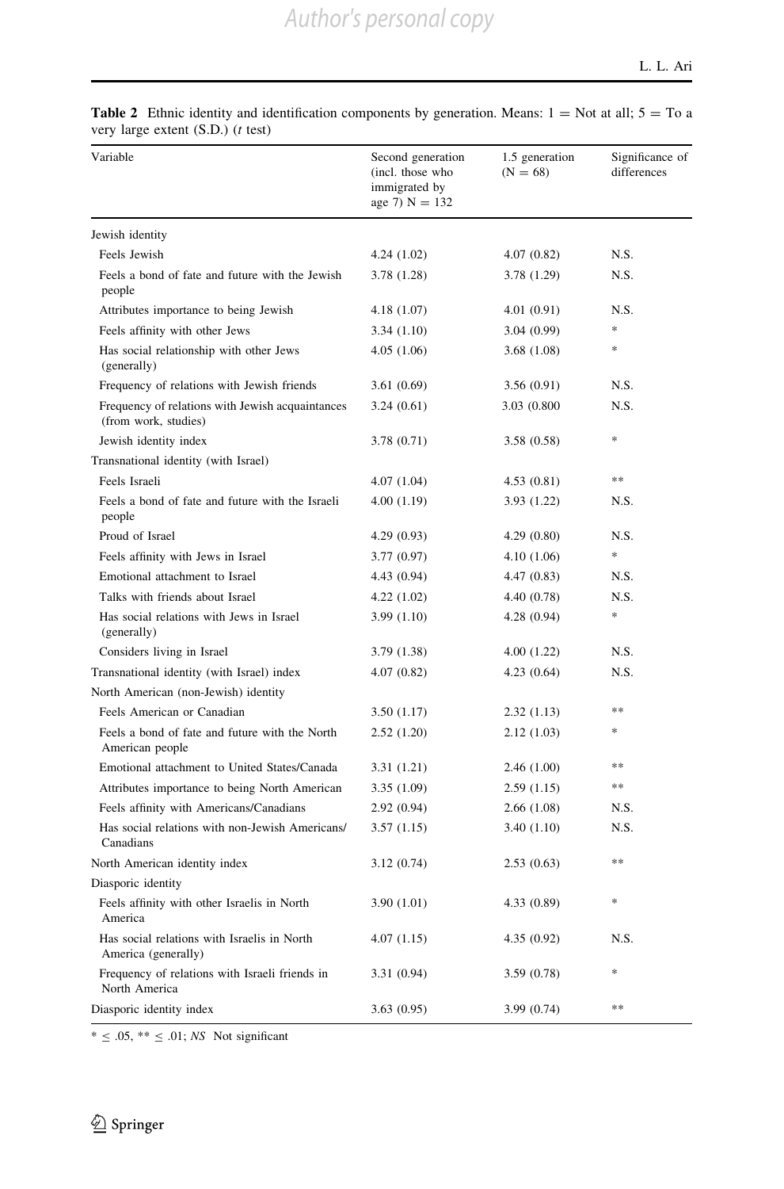**Table 2** Ethnic identity and identification components by generation. Means: 1 = Not at all; 5 = To a very large extent (S.D.) (*t* test)

| Variable | Second generation (incl. those who immigrated by age 7) N = 132 | 1.5 generation (N = 68) | Significance of differences |
|---|---|---|---|
| Jewish identity | | | |
| Feels Jewish | 4.24 (1.02) | 4.07 (0.82) | N.S. |
| Feels a bond of fate and future with the Jewish people | 3.78 (1.28) | 3.78 (1.29) | N.S. |
| Attributes importance to being Jewish | 4.18 (1.07) | 4.01 (0.91) | N.S. |
| Feels affinity with other Jews | 3.34 (1.10) | 3.04 (0.99) | * |
| Has social relationship with other Jews (generally) | 4.05 (1.06) | 3.68 (1.08) | * |
| Frequency of relations with Jewish friends | 3.61 (0.69) | 3.56 (0.91) | N.S. |
| Frequency of relations with Jewish acquaintances (from work, studies) | 3.24 (0.61) | 3.03 (0.800 | N.S. |
| Jewish identity index | 3.78 (0.71) | 3.58 (0.58) | * |
| Transnational identity (with Israel) | | | |
| Feels Israeli | 4.07 (1.04) | 4.53 (0.81) | ** |
| Feels a bond of fate and future with the Israeli people | 4.00 (1.19) | 3.93 (1.22) | N.S. |
| Proud of Israel | 4.29 (0.93) | 4.29 (0.80) | N.S. |
| Feels affinity with Jews in Israel | 3.77 (0.97) | 4.10 (1.06) | * |
| Emotional attachment to Israel | 4.43 (0.94) | 4.47 (0.83) | N.S. |
| Talks with friends about Israel | 4.22 (1.02) | 4.40 (0.78) | N.S. |
| Has social relations with Jews in Israel (generally) | 3.99 (1.10) | 4.28 (0.94) | * |
| Considers living in Israel | 3.79 (1.38) | 4.00 (1.22) | N.S. |
| Transnational identity (with Israel) index | 4.07 (0.82) | 4.23 (0.64) | N.S. |
| North American (non-Jewish) identity | | | |
| Feels American or Canadian | 3.50 (1.17) | 2.32 (1.13) | ** |
| Feels a bond of fate and future with the North American people | 2.52 (1.20) | 2.12 (1.03) | * |
| Emotional attachment to United States/Canada | 3.31 (1.21) | 2.46 (1.00) | ** |
| Attributes importance to being North American | 3.35 (1.09) | 2.59 (1.15) | ** |
| Feels affinity with Americans/Canadians | 2.92 (0.94) | 2.66 (1.08) | N.S. |
| Has social relations with non-Jewish Americans/Canadians | 3.57 (1.15) | 3.40 (1.10) | N.S. |
| North American identity index | 3.12 (0.74) | 2.53 (0.63) | ** |
| Diasporic identity | | | |
| Feels affinity with other Israelis in North America | 3.90 (1.01) | 4.33 (0.89) | * |
| Has social relations with Israelis in North America (generally) | 4.07 (1.15) | 4.35 (0.92) | N.S. |
| Frequency of relations with Israeli friends in North America | 3.31 (0.94) | 3.59 (0.78) | * |
| Diasporic identity index | 3.63 (0.95) | 3.99 (0.74) | ** |

* ≤ .05, ** ≤ .01; *NS* Not significant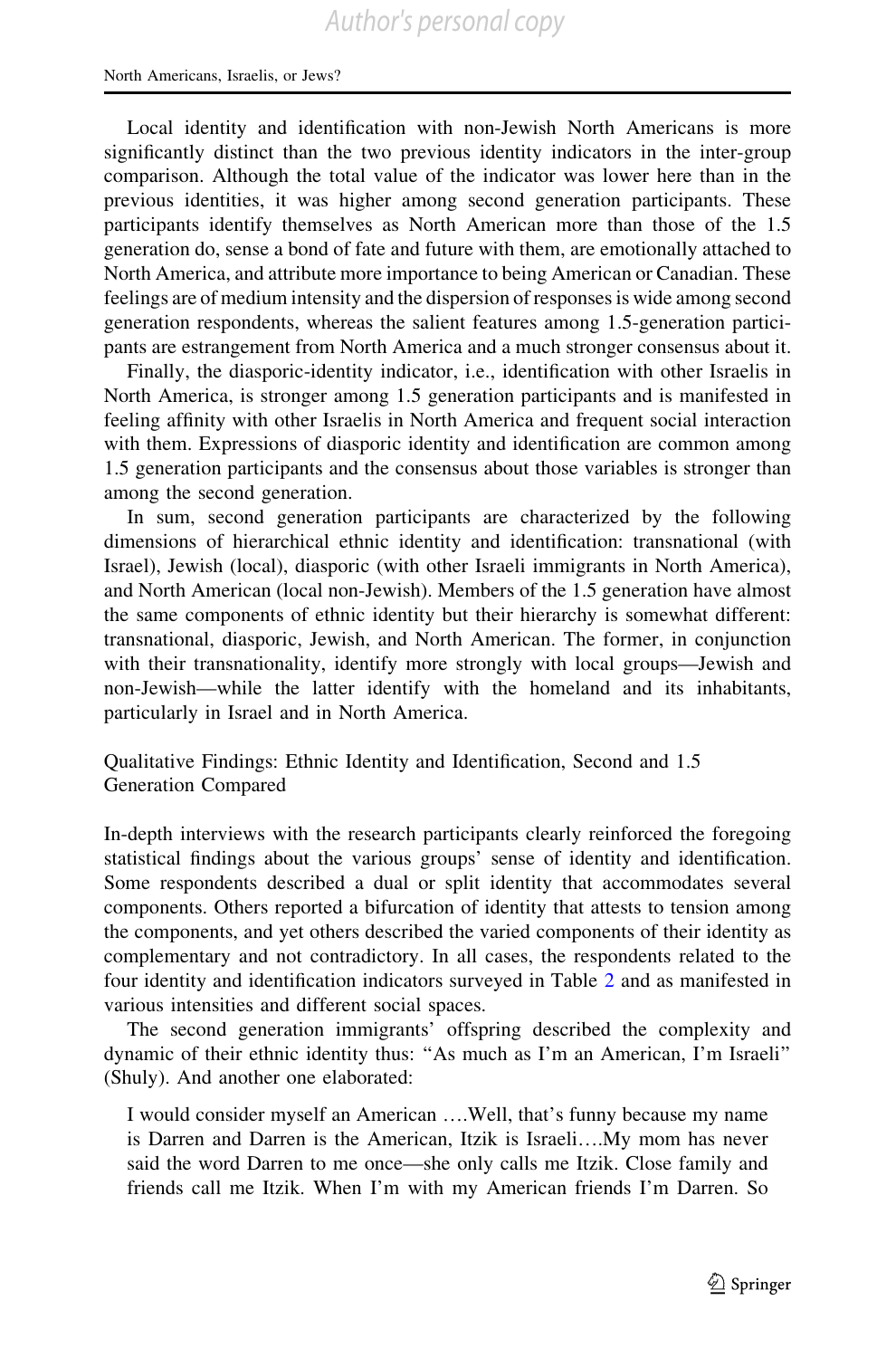Local identity and identification with non-Jewish North Americans is more significantly distinct than the two previous identity indicators in the inter-group comparison. Although the total value of the indicator was lower here than in the previous identities, it was higher among second generation participants. These participants identify themselves as North American more than those of the 1.5 generation do, sense a bond of fate and future with them, are emotionally attached to North America, and attribute more importance to being American or Canadian. These feelings are of medium intensity and the dispersion of responses is wide among second generation respondents, whereas the salient features among 1.5-generation participants are estrangement from North America and a much stronger consensus about it.

Finally, the diasporic-identity indicator, i.e., identification with other Israelis in North America, is stronger among 1.5 generation participants and is manifested in feeling affinity with other Israelis in North America and frequent social interaction with them. Expressions of diasporic identity and identification are common among 1.5 generation participants and the consensus about those variables is stronger than among the second generation.

In sum, second generation participants are characterized by the following dimensions of hierarchical ethnic identity and identification: transnational (with Israel), Jewish (local), diasporic (with other Israeli immigrants in North America), and North American (local non-Jewish). Members of the 1.5 generation have almost the same components of ethnic identity but their hierarchy is somewhat different: transnational, diasporic, Jewish, and North American. The former, in conjunction with their transnationality, identify more strongly with local groups—Jewish and non-Jewish—while the latter identify with the homeland and its inhabitants, particularly in Israel and in North America.

## Qualitative Findings: Ethnic Identity and Identification, Second and 1.5 Generation Compared

In-depth interviews with the research participants clearly reinforced the foregoing statistical findings about the various groups' sense of identity and identification. Some respondents described a dual or split identity that accommodates several components. Others reported a bifurcation of identity that attests to tension among the components, and yet others described the varied components of their identity as complementary and not contradictory. In all cases, the respondents related to the four identity and identification indicators surveyed in Table 2 and as manifested in various intensities and different social spaces.

The second generation immigrants' offspring described the complexity and dynamic of their ethnic identity thus: "As much as I'm an American, I'm Israeli" (Shuly). And another one elaborated:

> I would consider myself an American ….Well, that's funny because my name is Darren and Darren is the American, Itzik is Israeli….My mom has never said the word Darren to me once—she only calls me Itzik. Close family and friends call me Itzik. When I'm with my American friends I'm Darren. So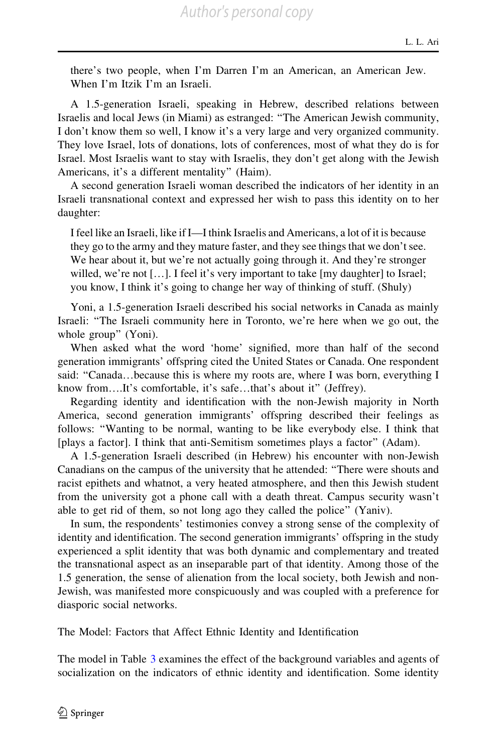there's two people, when I'm Darren I'm an American, an American Jew. When I'm Itzik I'm an Israeli.

A 1.5-generation Israeli, speaking in Hebrew, described relations between Israelis and local Jews (in Miami) as estranged: "The American Jewish community, I don't know them so well, I know it's a very large and very organized community. They love Israel, lots of donations, lots of conferences, most of what they do is for Israel. Most Israelis want to stay with Israelis, they don't get along with the Jewish Americans, it's a different mentality" (Haim).

A second generation Israeli woman described the indicators of her identity in an Israeli transnational context and expressed her wish to pass this identity on to her daughter:

> I feel like an Israeli, like if I—I think Israelis and Americans, a lot of it is because they go to the army and they mature faster, and they see things that we don't see. We hear about it, but we're not actually going through it. And they're stronger willed, we're not […]. I feel it's very important to take [my daughter] to Israel; you know, I think it's going to change her way of thinking of stuff. (Shuly)

Yoni, a 1.5-generation Israeli described his social networks in Canada as mainly Israeli: "The Israeli community here in Toronto, we're here when we go out, the whole group" (Yoni).

When asked what the word 'home' signified, more than half of the second generation immigrants' offspring cited the United States or Canada. One respondent said: "Canada…because this is where my roots are, where I was born, everything I know from….It's comfortable, it's safe…that's about it" (Jeffrey).

Regarding identity and identification with the non-Jewish majority in North America, second generation immigrants' offspring described their feelings as follows: "Wanting to be normal, wanting to be like everybody else. I think that [plays a factor]. I think that anti-Semitism sometimes plays a factor" (Adam).

A 1.5-generation Israeli described (in Hebrew) his encounter with non-Jewish Canadians on the campus of the university that he attended: "There were shouts and racist epithets and whatnot, a very heated atmosphere, and then this Jewish student from the university got a phone call with a death threat. Campus security wasn't able to get rid of them, so not long ago they called the police" (Yaniv).

In sum, the respondents' testimonies convey a strong sense of the complexity of identity and identification. The second generation immigrants' offspring in the study experienced a split identity that was both dynamic and complementary and treated the transnational aspect as an inseparable part of that identity. Among those of the 1.5 generation, the sense of alienation from the local society, both Jewish and non-Jewish, was manifested more conspicuously and was coupled with a preference for diasporic social networks.

## The Model: Factors that Affect Ethnic Identity and Identification

The model in Table 3 examines the effect of the background variables and agents of socialization on the indicators of ethnic identity and identification. Some identity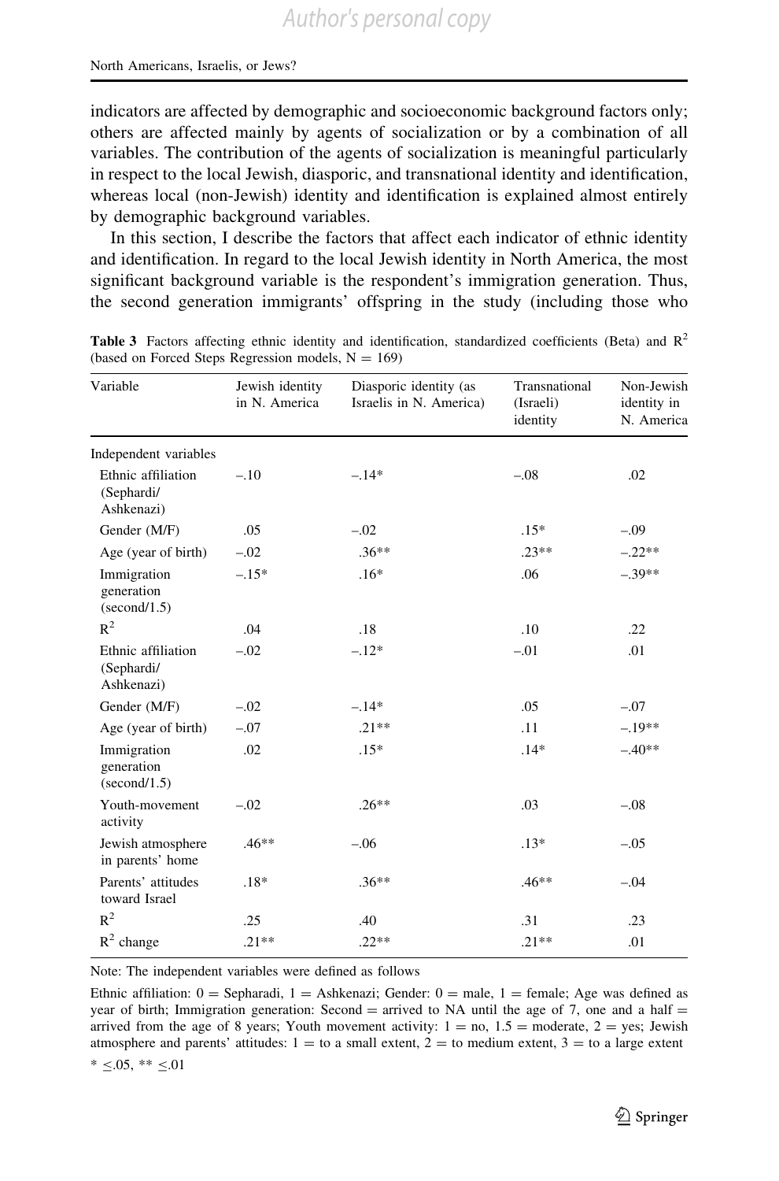indicators are affected by demographic and socioeconomic background factors only; others are affected mainly by agents of socialization or by a combination of all variables. The contribution of the agents of socialization is meaningful particularly in respect to the local Jewish, diasporic, and transnational identity and identification, whereas local (non-Jewish) identity and identification is explained almost entirely by demographic background variables.

In this section, I describe the factors that affect each indicator of ethnic identity and identification. In regard to the local Jewish identity in North America, the most significant background variable is the respondent's immigration generation. Thus, the second generation immigrants' offspring in the study (including those who

**Table 3** Factors affecting ethnic identity and identification, standardized coefficients (Beta) and $R^2$ (based on Forced Steps Regression models, N = 169)

| Variable | Jewish identity in N. America | Diasporic identity (as Israelis in N. America) | Transnational (Israeli) identity | Non-Jewish identity in N. America |
|---|---|---|---|---|
| Independent variables | | | | |
| Ethnic affiliation (Sephardi/ Ashkenazi) | –.10 | –.14* | –.08 | .02 |
| Gender (M/F) | .05 | –.02 | .15* | –.09 |
| Age (year of birth) | –.02 | .36** | .23** | –.22** |
| Immigration generation (second/1.5) | –.15* | .16* | .06 | –.39** |
| $R^2$ | .04 | .18 | .10 | .22 |
| Ethnic affiliation (Sephardi/ Ashkenazi) | –.02 | –.12* | –.01 | .01 |
| Gender (M/F) | –.02 | –.14* | .05 | –.07 |
| Age (year of birth) | –.07 | .21** | .11 | –.19** |
| Immigration generation (second/1.5) | .02 | .15* | .14* | –.40** |
| Youth-movement activity | –.02 | .26** | .03 | –.08 |
| Jewish atmosphere in parents' home | .46** | –.06 | .13* | –.05 |
| Parents' attitudes toward Israel | .18* | .36** | .46** | –.04 |
| $R^2$ | .25 | .40 | .31 | .23 |
| $R^2$ change | .21** | .22** | .21** | .01 |

Note: The independent variables were defined as follows

Ethnic affiliation: 0 = Sepharadi, 1 = Ashkenazi; Gender: 0 = male, 1 = female; Age was defined as year of birth; Immigration generation: Second = arrived to NA until the age of 7, one and a half = arrived from the age of 8 years; Youth movement activity: 1 = no, 1.5 = moderate, 2 = yes; Jewish atmosphere and parents' attitudes: 1 = to a small extent, 2 = to medium extent, 3 = to a large extent

\* ≤.05, ** ≤.01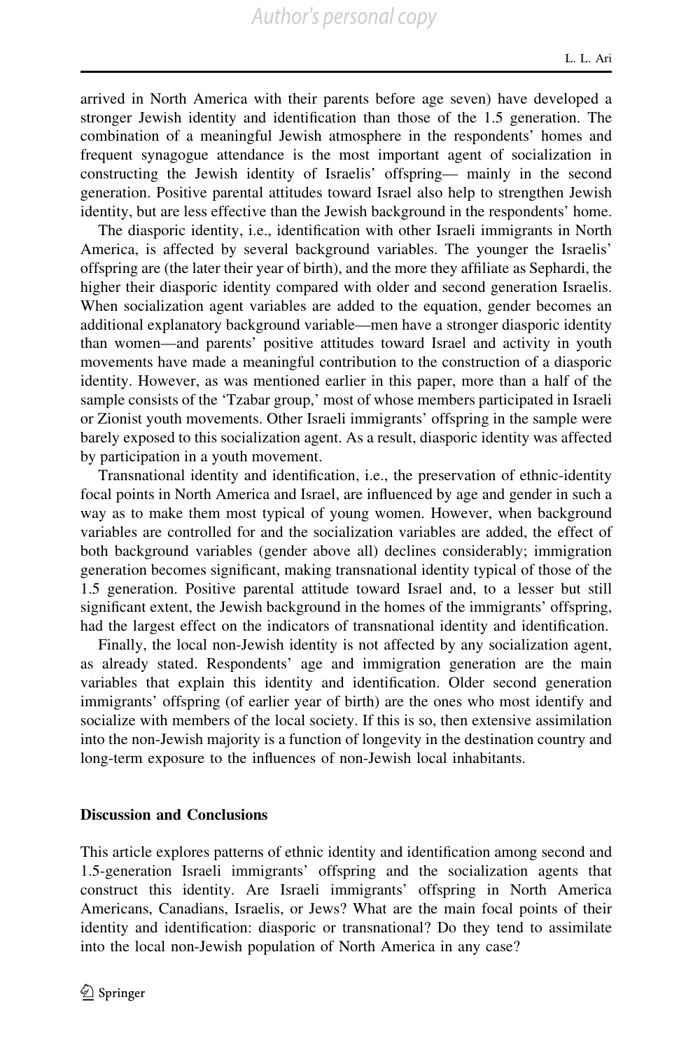arrived in North America with their parents before age seven) have developed a stronger Jewish identity and identification than those of the 1.5 generation. The combination of a meaningful Jewish atmosphere in the respondents' homes and frequent synagogue attendance is the most important agent of socialization in constructing the Jewish identity of Israelis' offspring— mainly in the second generation. Positive parental attitudes toward Israel also help to strengthen Jewish identity, but are less effective than the Jewish background in the respondents' home.

The diasporic identity, i.e., identification with other Israeli immigrants in North America, is affected by several background variables. The younger the Israelis' offspring are (the later their year of birth), and the more they affiliate as Sephardi, the higher their diasporic identity compared with older and second generation Israelis. When socialization agent variables are added to the equation, gender becomes an additional explanatory background variable—men have a stronger diasporic identity than women—and parents' positive attitudes toward Israel and activity in youth movements have made a meaningful contribution to the construction of a diasporic identity. However, as was mentioned earlier in this paper, more than a half of the sample consists of the 'Tzabar group,' most of whose members participated in Israeli or Zionist youth movements. Other Israeli immigrants' offspring in the sample were barely exposed to this socialization agent. As a result, diasporic identity was affected by participation in a youth movement.

Transnational identity and identification, i.e., the preservation of ethnic-identity focal points in North America and Israel, are influenced by age and gender in such a way as to make them most typical of young women. However, when background variables are controlled for and the socialization variables are added, the effect of both background variables (gender above all) declines considerably; immigration generation becomes significant, making transnational identity typical of those of the 1.5 generation. Positive parental attitude toward Israel and, to a lesser but still significant extent, the Jewish background in the homes of the immigrants' offspring, had the largest effect on the indicators of transnational identity and identification.

Finally, the local non-Jewish identity is not affected by any socialization agent, as already stated. Respondents' age and immigration generation are the main variables that explain this identity and identification. Older second generation immigrants' offspring (of earlier year of birth) are the ones who most identify and socialize with members of the local society. If this is so, then extensive assimilation into the non-Jewish majority is a function of longevity in the destination country and long-term exposure to the influences of non-Jewish local inhabitants.

## Discussion and Conclusions

This article explores patterns of ethnic identity and identification among second and 1.5-generation Israeli immigrants' offspring and the socialization agents that construct this identity. Are Israeli immigrants' offspring in North America Americans, Canadians, Israelis, or Jews? What are the main focal points of their identity and identification: diasporic or transnational? Do they tend to assimilate into the local non-Jewish population of North America in any case?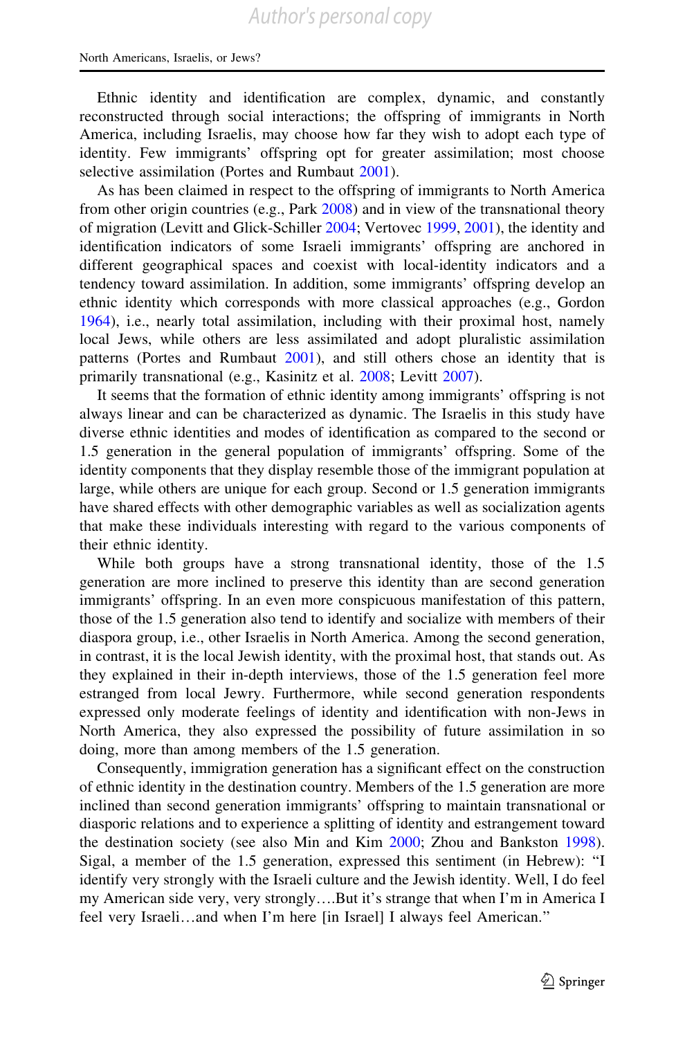Ethnic identity and identification are complex, dynamic, and constantly reconstructed through social interactions; the offspring of immigrants in North America, including Israelis, may choose how far they wish to adopt each type of identity. Few immigrants' offspring opt for greater assimilation; most choose selective assimilation (Portes and Rumbaut 2001).

As has been claimed in respect to the offspring of immigrants to North America from other origin countries (e.g., Park 2008) and in view of the transnational theory of migration (Levitt and Glick-Schiller 2004; Vertovec 1999, 2001), the identity and identification indicators of some Israeli immigrants' offspring are anchored in different geographical spaces and coexist with local-identity indicators and a tendency toward assimilation. In addition, some immigrants' offspring develop an ethnic identity which corresponds with more classical approaches (e.g., Gordon 1964), i.e., nearly total assimilation, including with their proximal host, namely local Jews, while others are less assimilated and adopt pluralistic assimilation patterns (Portes and Rumbaut 2001), and still others chose an identity that is primarily transnational (e.g., Kasinitz et al. 2008; Levitt 2007).

It seems that the formation of ethnic identity among immigrants' offspring is not always linear and can be characterized as dynamic. The Israelis in this study have diverse ethnic identities and modes of identification as compared to the second or 1.5 generation in the general population of immigrants' offspring. Some of the identity components that they display resemble those of the immigrant population at large, while others are unique for each group. Second or 1.5 generation immigrants have shared effects with other demographic variables as well as socialization agents that make these individuals interesting with regard to the various components of their ethnic identity.

While both groups have a strong transnational identity, those of the 1.5 generation are more inclined to preserve this identity than are second generation immigrants' offspring. In an even more conspicuous manifestation of this pattern, those of the 1.5 generation also tend to identify and socialize with members of their diaspora group, i.e., other Israelis in North America. Among the second generation, in contrast, it is the local Jewish identity, with the proximal host, that stands out. As they explained in their in-depth interviews, those of the 1.5 generation feel more estranged from local Jewry. Furthermore, while second generation respondents expressed only moderate feelings of identity and identification with non-Jews in North America, they also expressed the possibility of future assimilation in so doing, more than among members of the 1.5 generation.

Consequently, immigration generation has a significant effect on the construction of ethnic identity in the destination country. Members of the 1.5 generation are more inclined than second generation immigrants' offspring to maintain transnational or diasporic relations and to experience a splitting of identity and estrangement toward the destination society (see also Min and Kim 2000; Zhou and Bankston 1998). Sigal, a member of the 1.5 generation, expressed this sentiment (in Hebrew): "I identify very strongly with the Israeli culture and the Jewish identity. Well, I do feel my American side very, very strongly….But it's strange that when I'm in America I feel very Israeli…and when I'm here [in Israel] I always feel American."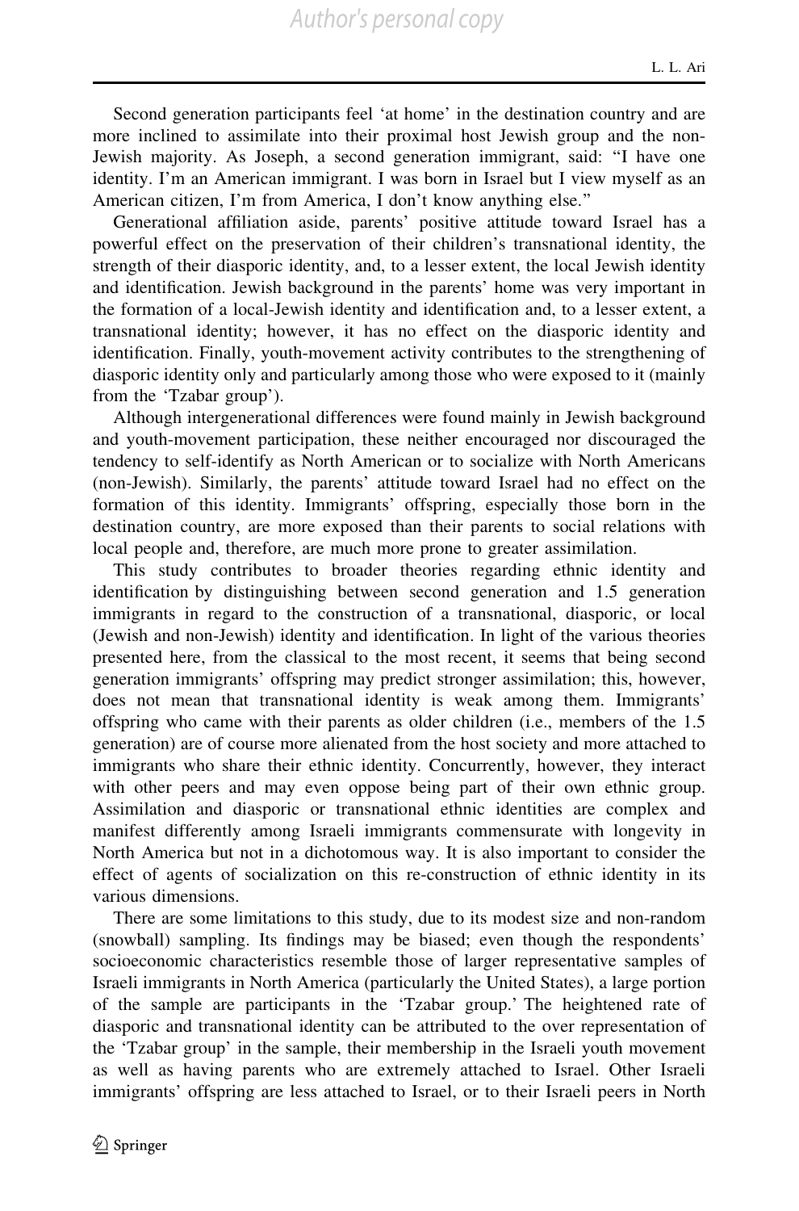Second generation participants feel 'at home' in the destination country and are more inclined to assimilate into their proximal host Jewish group and the non-Jewish majority. As Joseph, a second generation immigrant, said: "I have one identity. I'm an American immigrant. I was born in Israel but I view myself as an American citizen, I'm from America, I don't know anything else."

Generational affiliation aside, parents' positive attitude toward Israel has a powerful effect on the preservation of their children's transnational identity, the strength of their diasporic identity, and, to a lesser extent, the local Jewish identity and identification. Jewish background in the parents' home was very important in the formation of a local-Jewish identity and identification and, to a lesser extent, a transnational identity; however, it has no effect on the diasporic identity and identification. Finally, youth-movement activity contributes to the strengthening of diasporic identity only and particularly among those who were exposed to it (mainly from the 'Tzabar group').

Although intergenerational differences were found mainly in Jewish background and youth-movement participation, these neither encouraged nor discouraged the tendency to self-identify as North American or to socialize with North Americans (non-Jewish). Similarly, the parents' attitude toward Israel had no effect on the formation of this identity. Immigrants' offspring, especially those born in the destination country, are more exposed than their parents to social relations with local people and, therefore, are much more prone to greater assimilation.

This study contributes to broader theories regarding ethnic identity and identification by distinguishing between second generation and 1.5 generation immigrants in regard to the construction of a transnational, diasporic, or local (Jewish and non-Jewish) identity and identification. In light of the various theories presented here, from the classical to the most recent, it seems that being second generation immigrants' offspring may predict stronger assimilation; this, however, does not mean that transnational identity is weak among them. Immigrants' offspring who came with their parents as older children (i.e., members of the 1.5 generation) are of course more alienated from the host society and more attached to immigrants who share their ethnic identity. Concurrently, however, they interact with other peers and may even oppose being part of their own ethnic group. Assimilation and diasporic or transnational ethnic identities are complex and manifest differently among Israeli immigrants commensurate with longevity in North America but not in a dichotomous way. It is also important to consider the effect of agents of socialization on this re-construction of ethnic identity in its various dimensions.

There are some limitations to this study, due to its modest size and non-random (snowball) sampling. Its findings may be biased; even though the respondents' socioeconomic characteristics resemble those of larger representative samples of Israeli immigrants in North America (particularly the United States), a large portion of the sample are participants in the 'Tzabar group.' The heightened rate of diasporic and transnational identity can be attributed to the over representation of the 'Tzabar group' in the sample, their membership in the Israeli youth movement as well as having parents who are extremely attached to Israel. Other Israeli immigrants' offspring are less attached to Israel, or to their Israeli peers in North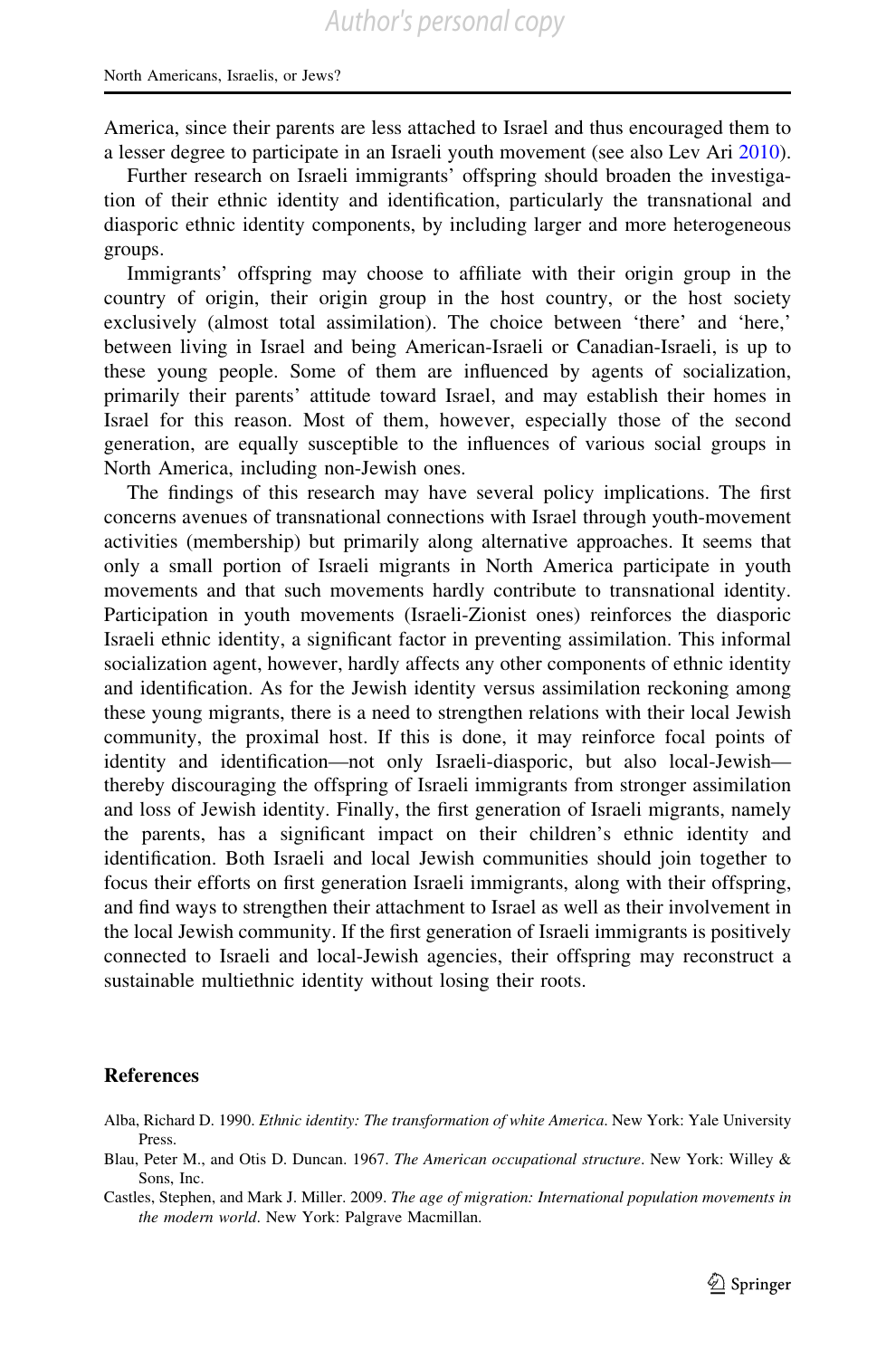America, since their parents are less attached to Israel and thus encouraged them to a lesser degree to participate in an Israeli youth movement (see also Lev Ari 2010).

Further research on Israeli immigrants' offspring should broaden the investigation of their ethnic identity and identification, particularly the transnational and diasporic ethnic identity components, by including larger and more heterogeneous groups.

Immigrants' offspring may choose to affiliate with their origin group in the country of origin, their origin group in the host country, or the host society exclusively (almost total assimilation). The choice between 'there' and 'here,' between living in Israel and being American-Israeli or Canadian-Israeli, is up to these young people. Some of them are influenced by agents of socialization, primarily their parents' attitude toward Israel, and may establish their homes in Israel for this reason. Most of them, however, especially those of the second generation, are equally susceptible to the influences of various social groups in North America, including non-Jewish ones.

The findings of this research may have several policy implications. The first concerns avenues of transnational connections with Israel through youth-movement activities (membership) but primarily along alternative approaches. It seems that only a small portion of Israeli migrants in North America participate in youth movements and that such movements hardly contribute to transnational identity. Participation in youth movements (Israeli-Zionist ones) reinforces the diasporic Israeli ethnic identity, a significant factor in preventing assimilation. This informal socialization agent, however, hardly affects any other components of ethnic identity and identification. As for the Jewish identity versus assimilation reckoning among these young migrants, there is a need to strengthen relations with their local Jewish community, the proximal host. If this is done, it may reinforce focal points of identity and identification—not only Israeli-diasporic, but also local-Jewish—thereby discouraging the offspring of Israeli immigrants from stronger assimilation and loss of Jewish identity. Finally, the first generation of Israeli migrants, namely the parents, has a significant impact on their children's ethnic identity and identification. Both Israeli and local Jewish communities should join together to focus their efforts on first generation Israeli immigrants, along with their offspring, and find ways to strengthen their attachment to Israel as well as their involvement in the local Jewish community. If the first generation of Israeli immigrants is positively connected to Israeli and local-Jewish agencies, their offspring may reconstruct a sustainable multiethnic identity without losing their roots.

## References

Alba, Richard D. 1990. *Ethnic identity: The transformation of white America*. New York: Yale University Press.

Blau, Peter M., and Otis D. Duncan. 1967. *The American occupational structure*. New York: Willey & Sons, Inc.

Castles, Stephen, and Mark J. Miller. 2009. *The age of migration: International population movements in the modern world*. New York: Palgrave Macmillan.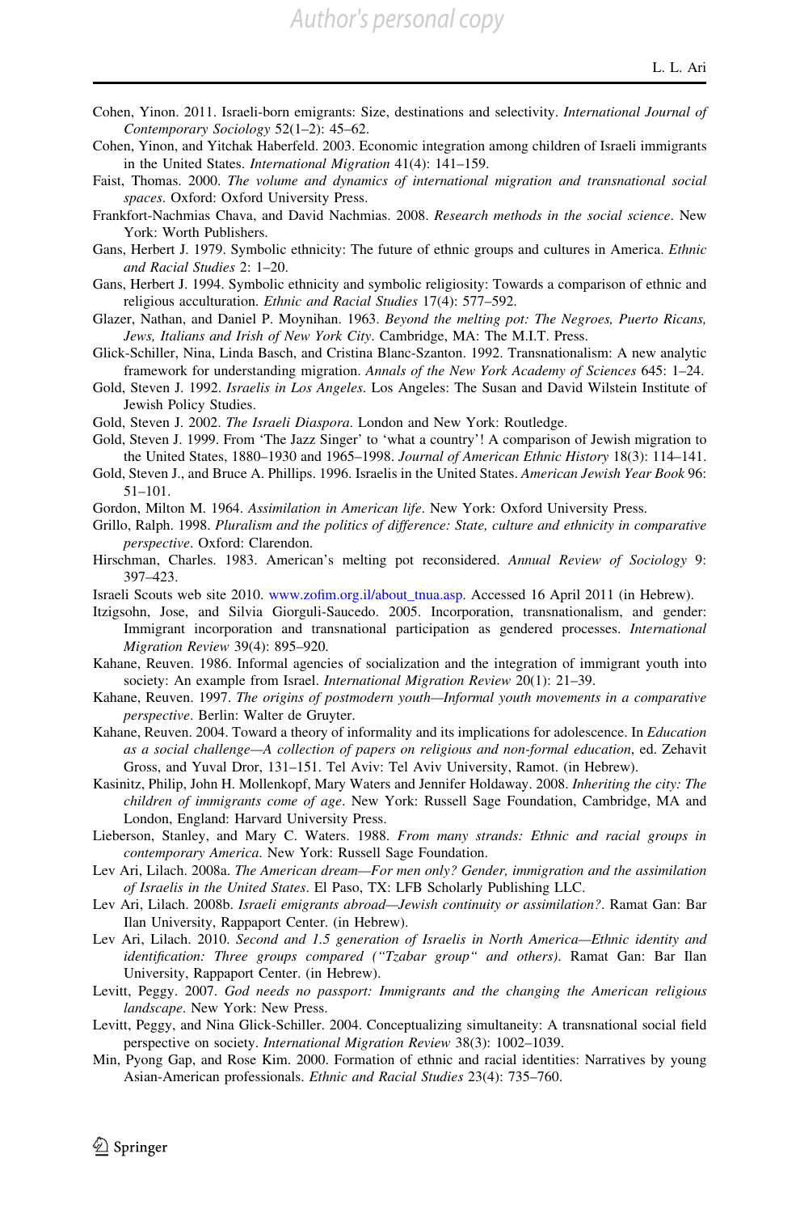Cohen, Yinon. 2011. Israeli-born emigrants: Size, destinations and selectivity. *International Journal of Contemporary Sociology* 52(1–2): 45–62.

Cohen, Yinon, and Yitchak Haberfeld. 2003. Economic integration among children of Israeli immigrants in the United States. *International Migration* 41(4): 141–159.

Faist, Thomas. 2000. *The volume and dynamics of international migration and transnational social spaces*. Oxford: Oxford University Press.

Frankfort-Nachmias Chava, and David Nachmias. 2008. *Research methods in the social science*. New York: Worth Publishers.

Gans, Herbert J. 1979. Symbolic ethnicity: The future of ethnic groups and cultures in America. *Ethnic and Racial Studies* 2: 1–20.

Gans, Herbert J. 1994. Symbolic ethnicity and symbolic religiosity: Towards a comparison of ethnic and religious acculturation. *Ethnic and Racial Studies* 17(4): 577–592.

Glazer, Nathan, and Daniel P. Moynihan. 1963. *Beyond the melting pot: The Negroes, Puerto Ricans, Jews, Italians and Irish of New York City*. Cambridge, MA: The M.I.T. Press.

Glick-Schiller, Nina, Linda Basch, and Cristina Blanc-Szanton. 1992. Transnationalism: A new analytic framework for understanding migration. *Annals of the New York Academy of Sciences* 645: 1–24.

Gold, Steven J. 1992. *Israelis in Los Angeles*. Los Angeles: The Susan and David Wilstein Institute of Jewish Policy Studies.

Gold, Steven J. 2002. *The Israeli Diaspora*. London and New York: Routledge.

Gold, Steven J. 1999. From 'The Jazz Singer' to 'what a country'! A comparison of Jewish migration to the United States, 1880–1930 and 1965–1998. *Journal of American Ethnic History* 18(3): 114–141.

Gold, Steven J., and Bruce A. Phillips. 1996. Israelis in the United States. *American Jewish Year Book* 96: 51–101.

Gordon, Milton M. 1964. *Assimilation in American life*. New York: Oxford University Press.

Grillo, Ralph. 1998. *Pluralism and the politics of difference: State, culture and ethnicity in comparative perspective*. Oxford: Clarendon.

Hirschman, Charles. 1983. American's melting pot reconsidered. *Annual Review of Sociology* 9: 397–423.

Israeli Scouts web site 2010. www.zofim.org.il/about_tnua.asp. Accessed 16 April 2011 (in Hebrew).

Itzigsohn, Jose, and Silvia Giorguli-Saucedo. 2005. Incorporation, transnationalism, and gender: Immigrant incorporation and transnational participation as gendered processes. *International Migration Review* 39(4): 895–920.

Kahane, Reuven. 1986. Informal agencies of socialization and the integration of immigrant youth into society: An example from Israel. *International Migration Review* 20(1): 21–39.

Kahane, Reuven. 1997. *The origins of postmodern youth—Informal youth movements in a comparative perspective*. Berlin: Walter de Gruyter.

Kahane, Reuven. 2004. Toward a theory of informality and its implications for adolescence. In *Education as a social challenge—A collection of papers on religious and non-formal education*, ed. Zehavit Gross, and Yuval Dror, 131–151. Tel Aviv: Tel Aviv University, Ramot. (in Hebrew).

Kasinitz, Philip, John H. Mollenkopf, Mary Waters and Jennifer Holdaway. 2008. *Inheriting the city: The children of immigrants come of age*. New York: Russell Sage Foundation, Cambridge, MA and London, England: Harvard University Press.

Lieberson, Stanley, and Mary C. Waters. 1988. *From many strands: Ethnic and racial groups in contemporary America*. New York: Russell Sage Foundation.

Lev Ari, Lilach. 2008a. *The American dream—For men only? Gender, immigration and the assimilation of Israelis in the United States*. El Paso, TX: LFB Scholarly Publishing LLC.

Lev Ari, Lilach. 2008b. *Israeli emigrants abroad—Jewish continuity or assimilation?*. Ramat Gan: Bar Ilan University, Rappaport Center. (in Hebrew).

Lev Ari, Lilach. 2010. *Second and 1.5 generation of Israelis in North America—Ethnic identity and identification: Three groups compared ("Tzabar group" and others)*. Ramat Gan: Bar Ilan University, Rappaport Center. (in Hebrew).

Levitt, Peggy. 2007. *God needs no passport: Immigrants and the changing the American religious landscape*. New York: New Press.

Levitt, Peggy, and Nina Glick-Schiller. 2004. Conceptualizing simultaneity: A transnational social field perspective on society. *International Migration Review* 38(3): 1002–1039.

Min, Pyong Gap, and Rose Kim. 2000. Formation of ethnic and racial identities: Narratives by young Asian-American professionals. *Ethnic and Racial Studies* 23(4): 735–760.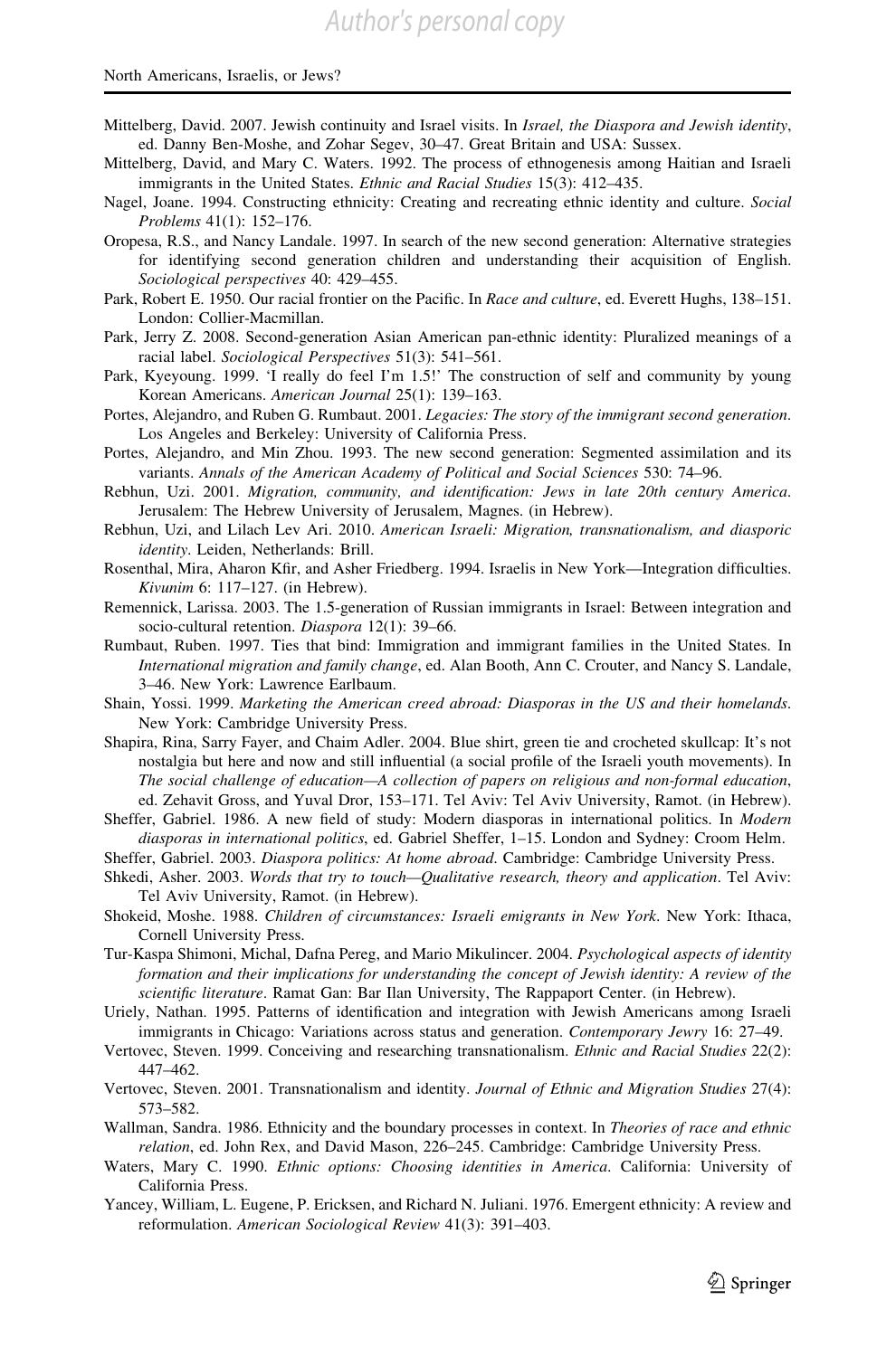Mittelberg, David. 2007. Jewish continuity and Israel visits. In *Israel, the Diaspora and Jewish identity*, ed. Danny Ben-Moshe, and Zohar Segev, 30–47. Great Britain and USA: Sussex.

Mittelberg, David, and Mary C. Waters. 1992. The process of ethnogenesis among Haitian and Israeli immigrants in the United States. *Ethnic and Racial Studies* 15(3): 412–435.

Nagel, Joane. 1994. Constructing ethnicity: Creating and recreating ethnic identity and culture. *Social Problems* 41(1): 152–176.

Oropesa, R.S., and Nancy Landale. 1997. In search of the new second generation: Alternative strategies for identifying second generation children and understanding their acquisition of English. *Sociological perspectives* 40: 429–455.

Park, Robert E. 1950. Our racial frontier on the Pacific. In *Race and culture*, ed. Everett Hughs, 138–151. London: Collier-Macmillan.

Park, Jerry Z. 2008. Second-generation Asian American pan-ethnic identity: Pluralized meanings of a racial label. *Sociological Perspectives* 51(3): 541–561.

Park, Kyeyoung. 1999. 'I really do feel I'm 1.5!' The construction of self and community by young Korean Americans. *American Journal* 25(1): 139–163.

Portes, Alejandro, and Ruben G. Rumbaut. 2001. *Legacies: The story of the immigrant second generation*. Los Angeles and Berkeley: University of California Press.

Portes, Alejandro, and Min Zhou. 1993. The new second generation: Segmented assimilation and its variants. *Annals of the American Academy of Political and Social Sciences* 530: 74–96.

Rebhun, Uzi. 2001. *Migration, community, and identification: Jews in late 20th century America*. Jerusalem: The Hebrew University of Jerusalem, Magnes. (in Hebrew).

Rebhun, Uzi, and Lilach Lev Ari. 2010. *American Israeli: Migration, transnationalism, and diasporic identity*. Leiden, Netherlands: Brill.

Rosenthal, Mira, Aharon Kfir, and Asher Friedberg. 1994. Israelis in New York—Integration difficulties. *Kivunim* 6: 117–127. (in Hebrew).

Remennick, Larissa. 2003. The 1.5-generation of Russian immigrants in Israel: Between integration and socio-cultural retention. *Diaspora* 12(1): 39–66.

Rumbaut, Ruben. 1997. Ties that bind: Immigration and immigrant families in the United States. In *International migration and family change*, ed. Alan Booth, Ann C. Crouter, and Nancy S. Landale, 3–46. New York: Lawrence Earlbaum.

Shain, Yossi. 1999. *Marketing the American creed abroad: Diasporas in the US and their homelands*. New York: Cambridge University Press.

Shapira, Rina, Sarry Fayer, and Chaim Adler. 2004. Blue shirt, green tie and crocheted skullcap: It's not nostalgia but here and now and still influential (a social profile of the Israeli youth movements). In *The social challenge of education—A collection of papers on religious and non-formal education*, ed. Zehavit Gross, and Yuval Dror, 153–171. Tel Aviv: Tel Aviv University, Ramot. (in Hebrew).

Sheffer, Gabriel. 1986. A new field of study: Modern diasporas in international politics. In *Modern diasporas in international politics*, ed. Gabriel Sheffer, 1–15. London and Sydney: Croom Helm.

Sheffer, Gabriel. 2003. *Diaspora politics: At home abroad*. Cambridge: Cambridge University Press.

Shkedi, Asher. 2003. *Words that try to touch—Qualitative research, theory and application*. Tel Aviv: Tel Aviv University, Ramot. (in Hebrew).

Shokeid, Moshe. 1988. *Children of circumstances: Israeli emigrants in New York*. New York: Ithaca, Cornell University Press.

Tur-Kaspa Shimoni, Michal, Dafna Pereg, and Mario Mikulincer. 2004. *Psychological aspects of identity formation and their implications for understanding the concept of Jewish identity: A review of the scientific literature*. Ramat Gan: Bar Ilan University, The Rappaport Center. (in Hebrew).

Uriely, Nathan. 1995. Patterns of identification and integration with Jewish Americans among Israeli immigrants in Chicago: Variations across status and generation. *Contemporary Jewry* 16: 27–49.

Vertovec, Steven. 1999. Conceiving and researching transnationalism. *Ethnic and Racial Studies* 22(2): 447–462.

Vertovec, Steven. 2001. Transnationalism and identity. *Journal of Ethnic and Migration Studies* 27(4): 573–582.

Wallman, Sandra. 1986. Ethnicity and the boundary processes in context. In *Theories of race and ethnic relation*, ed. John Rex, and David Mason, 226–245. Cambridge: Cambridge University Press.

Waters, Mary C. 1990. *Ethnic options: Choosing identities in America*. California: University of California Press.

Yancey, William, L. Eugene, P. Ericksen, and Richard N. Juliani. 1976. Emergent ethnicity: A review and reformulation. *American Sociological Review* 41(3): 391–403.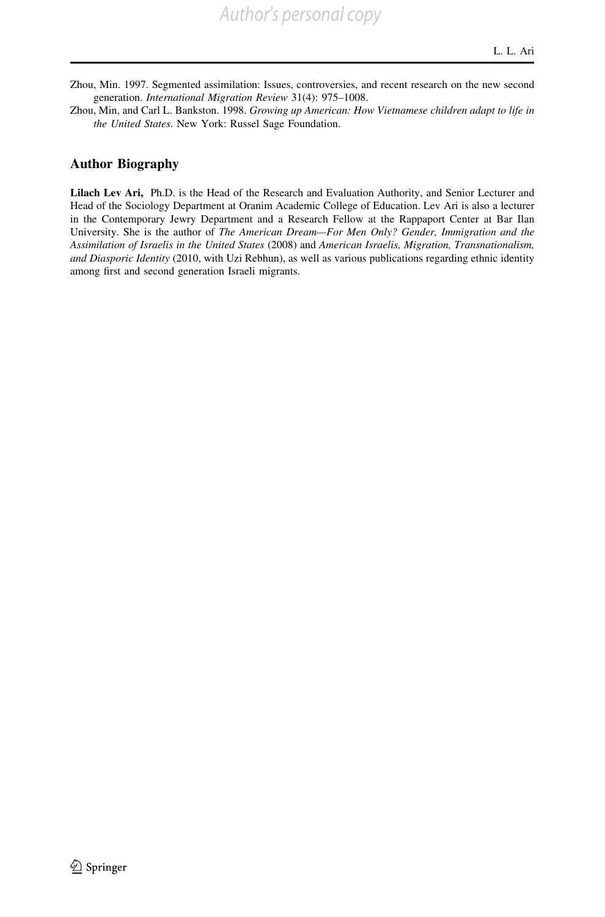Zhou, Min. 1997. Segmented assimilation: Issues, controversies, and recent research on the new second generation. *International Migration Review* 31(4): 975–1008.

Zhou, Min, and Carl L. Bankston. 1998. *Growing up American: How Vietnamese children adapt to life in the United States*. New York: Russel Sage Foundation.

## Author Biography

**Lilach Lev Ari,** Ph.D. is the Head of the Research and Evaluation Authority, and Senior Lecturer and Head of the Sociology Department at Oranim Academic College of Education. Lev Ari is also a lecturer in the Contemporary Jewry Department and a Research Fellow at the Rappaport Center at Bar Ilan University. She is the author of *The American Dream—For Men Only? Gender, Immigration and the Assimilation of Israelis in the United States* (2008) and *American Israelis, Migration, Transnationalism, and Diasporic Identity* (2010, with Uzi Rebhun), as well as various publications regarding ethnic identity among first and second generation Israeli migrants.